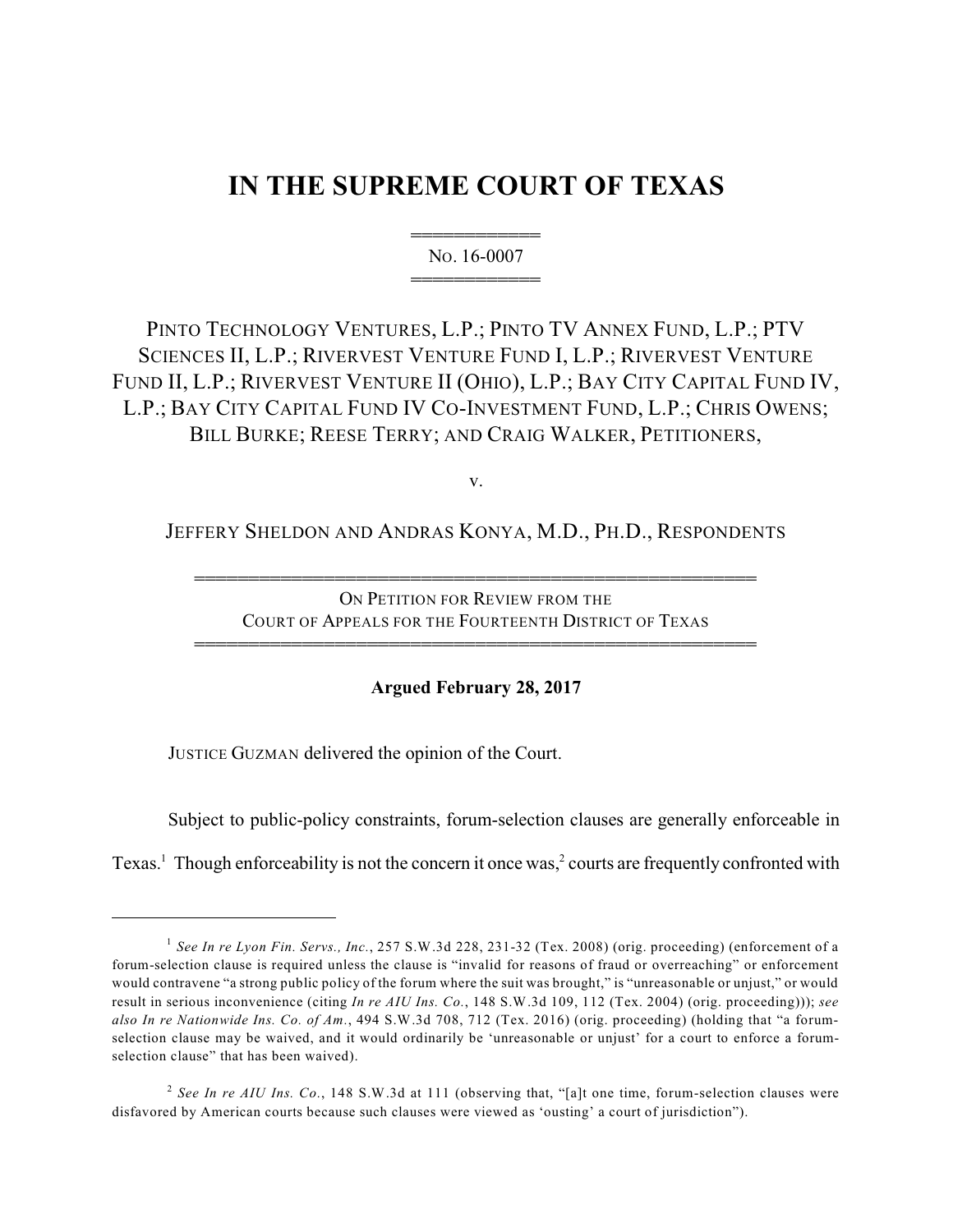# IN THE SUPREME COURT OF TEXAS

NO. 16-0007

PINTO TECHNOLOGY VENTURES, L.P.; PINTO TV ANNEX FUND, L.P.; PTV SCIENCES II, L.P.; RIVERVEST VENTURE FUND I, L.P.; RIVERVEST VENTURE FUND II, L.P.; RIVERVEST VENTURE II (OHIO), L.P.; BAY CITY CAPITAL FUND IV, L.P.; BAY CITY CAPITAL FUND IV CO-INVESTMENT FUND, L.P.; CHRIS OWENS; BILL BURKE; REESE TERRY; AND CRAIG WALKER, PETITIONERS,

v.

JEFFERY SHELDON AND ANDRAS KONYA, M.D., PH.D., RESPONDENTS

ON PETITION FOR REVIEW FROM THE COURT OF APPEALS FOR THE FOURTEENTH DISTRICT OF TEXAS

**Argued February 28, 2017**

JUSTICE GUZMAN delivered the opinion of the Court.

Subject to public-policy constraints, forum-selection clauses are generally enforceable in Texas.[1] Though enforceability is not the concern it once was,[2] courts are frequently confronted with

---

[1] *See In re Lyon Fin. Servs., Inc.*, 257 S.W.3d 228, 231-32 (Tex. 2008) (orig. proceeding) (enforcement of a forum-selection clause is required unless the clause is "invalid for reasons of fraud or overreaching" or enforcement would contravene "a strong public policy of the forum where the suit was brought," is "unreasonable or unjust," or would result in serious inconvenience (citing *In re AIU Ins. Co.*, 148 S.W.3d 109, 112 (Tex. 2004) (orig. proceeding))); *see also In re Nationwide Ins. Co. of Am.*, 494 S.W.3d 708, 712 (Tex. 2016) (orig. proceeding) (holding that "a forum-selection clause may be waived, and it would ordinarily be 'unreasonable or unjust' for a court to enforce a forum-selection clause" that has been waived).

[2] *See In re AIU Ins. Co.*, 148 S.W.3d at 111 (observing that, "[a]t one time, forum-selection clauses were disfavored by American courts because such clauses were viewed as 'ousting' a court of jurisdiction").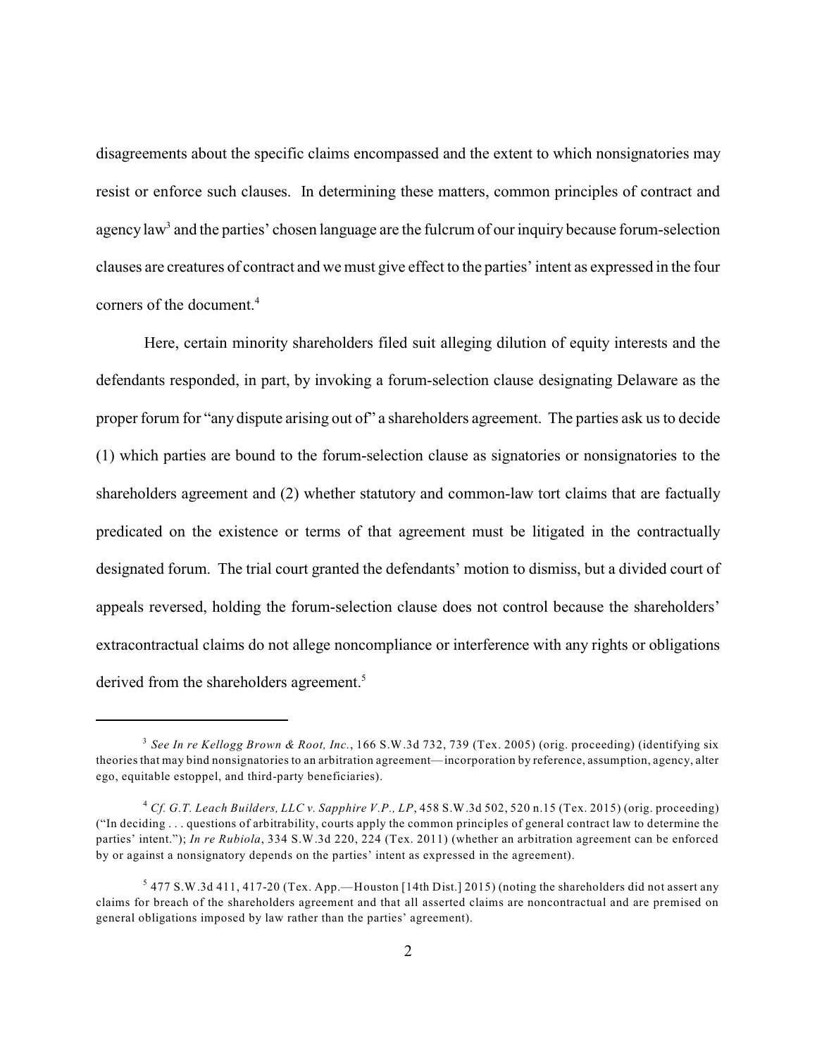disagreements about the specific claims encompassed and the extent to which nonsignatories may resist or enforce such clauses. In determining these matters, common principles of contract and agency law[3] and the parties' chosen language are the fulcrum of our inquiry because forum-selection clauses are creatures of contract and we must give effect to the parties' intent as expressed in the four corners of the document.[4]

Here, certain minority shareholders filed suit alleging dilution of equity interests and the defendants responded, in part, by invoking a forum-selection clause designating Delaware as the proper forum for "any dispute arising out of" a shareholders agreement. The parties ask us to decide (1) which parties are bound to the forum-selection clause as signatories or nonsignatories to the shareholders agreement and (2) whether statutory and common-law tort claims that are factually predicated on the existence or terms of that agreement must be litigated in the contractually designated forum. The trial court granted the defendants' motion to dismiss, but a divided court of appeals reversed, holding the forum-selection clause does not control because the shareholders' extracontractual claims do not allege noncompliance or interference with any rights or obligations derived from the shareholders agreement.[5]

---

[3] *See In re Kellogg Brown & Root, Inc.*, 166 S.W.3d 732, 739 (Tex. 2005) (orig. proceeding) (identifying six theories that may bind nonsignatories to an arbitration agreement—incorporation by reference, assumption, agency, alter ego, equitable estoppel, and third-party beneficiaries).

[4] *Cf. G.T. Leach Builders, LLC v. Sapphire V.P., LP*, 458 S.W.3d 502, 520 n.15 (Tex. 2015) (orig. proceeding) ("In deciding . . . questions of arbitrability, courts apply the common principles of general contract law to determine the parties' intent."); *In re Rubiola*, 334 S.W.3d 220, 224 (Tex. 2011) (whether an arbitration agreement can be enforced by or against a nonsignatory depends on the parties' intent as expressed in the agreement).

[5] 477 S.W.3d 411, 417-20 (Tex. App.—Houston [14th Dist.] 2015) (noting the shareholders did not assert any claims for breach of the shareholders agreement and that all asserted claims are noncontractual and are premised on general obligations imposed by law rather than the parties' agreement).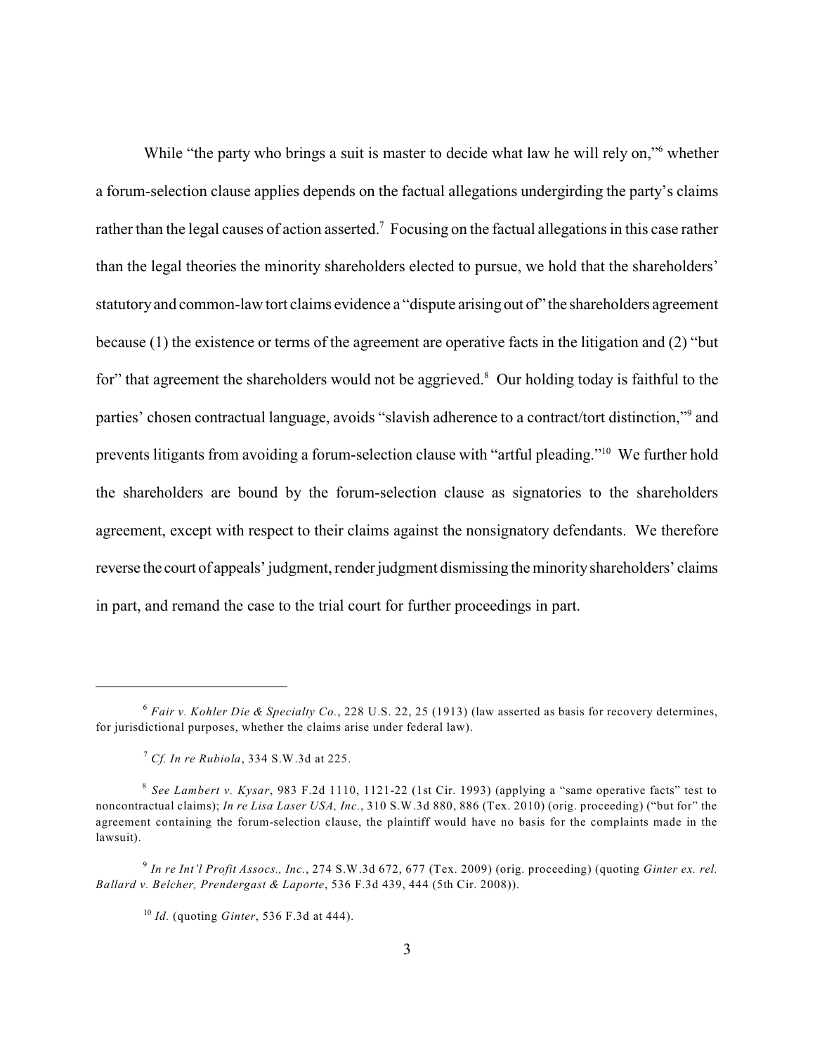While "the party who brings a suit is master to decide what law he will rely on,"[6] whether a forum-selection clause applies depends on the factual allegations undergirding the party's claims rather than the legal causes of action asserted.[7] Focusing on the factual allegations in this case rather than the legal theories the minority shareholders elected to pursue, we hold that the shareholders' statutory and common-law tort claims evidence a "dispute arising out of" the shareholders agreement because (1) the existence or terms of the agreement are operative facts in the litigation and (2) "but for" that agreement the shareholders would not be aggrieved.[8] Our holding today is faithful to the parties' chosen contractual language, avoids "slavish adherence to a contract/tort distinction,"[9] and prevents litigants from avoiding a forum-selection clause with "artful pleading."[10] We further hold the shareholders are bound by the forum-selection clause as signatories to the shareholders agreement, except with respect to their claims against the nonsignatory defendants. We therefore reverse the court of appeals' judgment, render judgment dismissing the minority shareholders' claims in part, and remand the case to the trial court for further proceedings in part.

---

[6] *Fair v. Kohler Die & Specialty Co.*, 228 U.S. 22, 25 (1913) (law asserted as basis for recovery determines, for jurisdictional purposes, whether the claims arise under federal law).

[7] *Cf. In re Rubiola*, 334 S.W.3d at 225.

[8] *See Lambert v. Kysar*, 983 F.2d 1110, 1121-22 (1st Cir. 1993) (applying a "same operative facts" test to noncontractual claims); *In re Lisa Laser USA, Inc.*, 310 S.W.3d 880, 886 (Tex. 2010) (orig. proceeding) ("but for" the agreement containing the forum-selection clause, the plaintiff would have no basis for the complaints made in the lawsuit).

[9] *In re Int'l Profit Assocs., Inc.*, 274 S.W.3d 672, 677 (Tex. 2009) (orig. proceeding) (quoting *Ginter ex. rel. Ballard v. Belcher, Prendergast & Laporte*, 536 F.3d 439, 444 (5th Cir. 2008)).

[10] *Id.* (quoting *Ginter*, 536 F.3d at 444).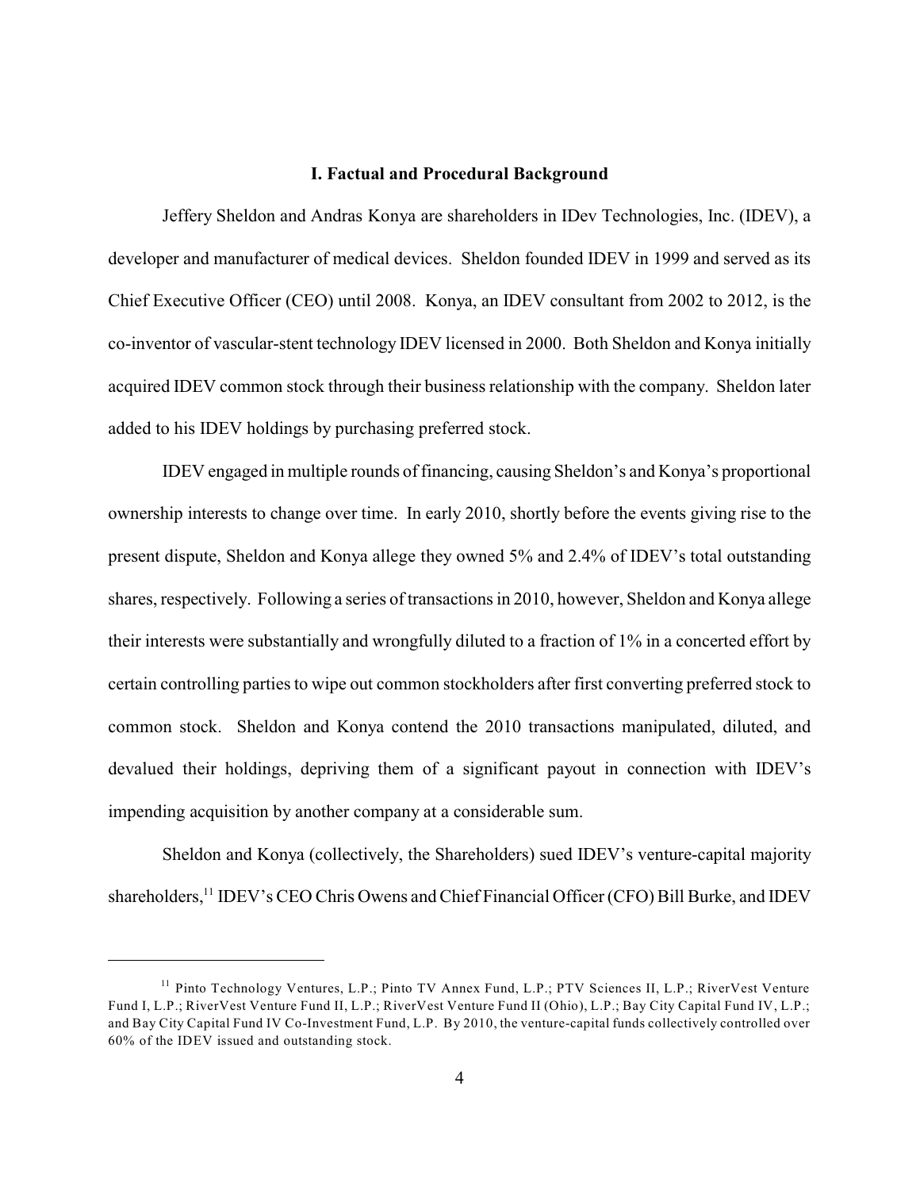## I. Factual and Procedural Background

Jeffery Sheldon and Andras Konya are shareholders in IDev Technologies, Inc. (IDEV), a developer and manufacturer of medical devices. Sheldon founded IDEV in 1999 and served as its Chief Executive Officer (CEO) until 2008. Konya, an IDEV consultant from 2002 to 2012, is the co-inventor of vascular-stent technology IDEV licensed in 2000. Both Sheldon and Konya initially acquired IDEV common stock through their business relationship with the company. Sheldon later added to his IDEV holdings by purchasing preferred stock.

IDEV engaged in multiple rounds of financing, causing Sheldon's and Konya's proportional ownership interests to change over time. In early 2010, shortly before the events giving rise to the present dispute, Sheldon and Konya allege they owned 5% and 2.4% of IDEV's total outstanding shares, respectively. Following a series of transactions in 2010, however, Sheldon and Konya allege their interests were substantially and wrongfully diluted to a fraction of 1% in a concerted effort by certain controlling parties to wipe out common stockholders after first converting preferred stock to common stock. Sheldon and Konya contend the 2010 transactions manipulated, diluted, and devalued their holdings, depriving them of a significant payout in connection with IDEV's impending acquisition by another company at a considerable sum.

Sheldon and Konya (collectively, the Shareholders) sued IDEV's venture-capital majority shareholders,[11] IDEV's CEO Chris Owens and Chief Financial Officer (CFO) Bill Burke, and IDEV

---

[11] Pinto Technology Ventures, L.P.; Pinto TV Annex Fund, L.P.; PTV Sciences II, L.P.; RiverVest Venture Fund I, L.P.; RiverVest Venture Fund II, L.P.; RiverVest Venture Fund II (Ohio), L.P.; Bay City Capital Fund IV, L.P.; and Bay City Capital Fund IV Co-Investment Fund, L.P. By 2010, the venture-capital funds collectively controlled over 60% of the IDEV issued and outstanding stock.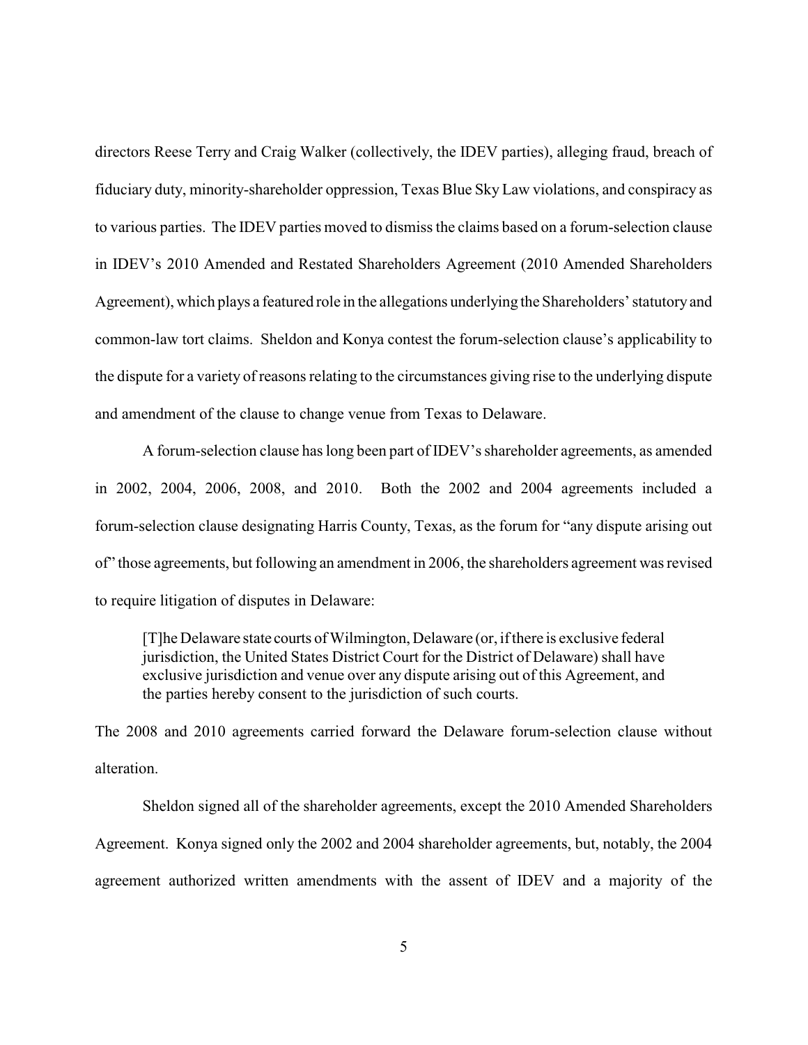directors Reese Terry and Craig Walker (collectively, the IDEV parties), alleging fraud, breach of fiduciary duty, minority-shareholder oppression, Texas Blue Sky Law violations, and conspiracy as to various parties. The IDEV parties moved to dismiss the claims based on a forum-selection clause in IDEV's 2010 Amended and Restated Shareholders Agreement (2010 Amended Shareholders Agreement), which plays a featured role in the allegations underlying the Shareholders' statutory and common-law tort claims. Sheldon and Konya contest the forum-selection clause's applicability to the dispute for a variety of reasons relating to the circumstances giving rise to the underlying dispute and amendment of the clause to change venue from Texas to Delaware.

A forum-selection clause has long been part of IDEV's shareholder agreements, as amended in 2002, 2004, 2006, 2008, and 2010. Both the 2002 and 2004 agreements included a forum-selection clause designating Harris County, Texas, as the forum for "any dispute arising out of" those agreements, but following an amendment in 2006, the shareholders agreement was revised to require litigation of disputes in Delaware:

> [T]he Delaware state courts of Wilmington, Delaware (or, if there is exclusive federal jurisdiction, the United States District Court for the District of Delaware) shall have exclusive jurisdiction and venue over any dispute arising out of this Agreement, and the parties hereby consent to the jurisdiction of such courts.

The 2008 and 2010 agreements carried forward the Delaware forum-selection clause without alteration.

Sheldon signed all of the shareholder agreements, except the 2010 Amended Shareholders Agreement. Konya signed only the 2002 and 2004 shareholder agreements, but, notably, the 2004 agreement authorized written amendments with the assent of IDEV and a majority of the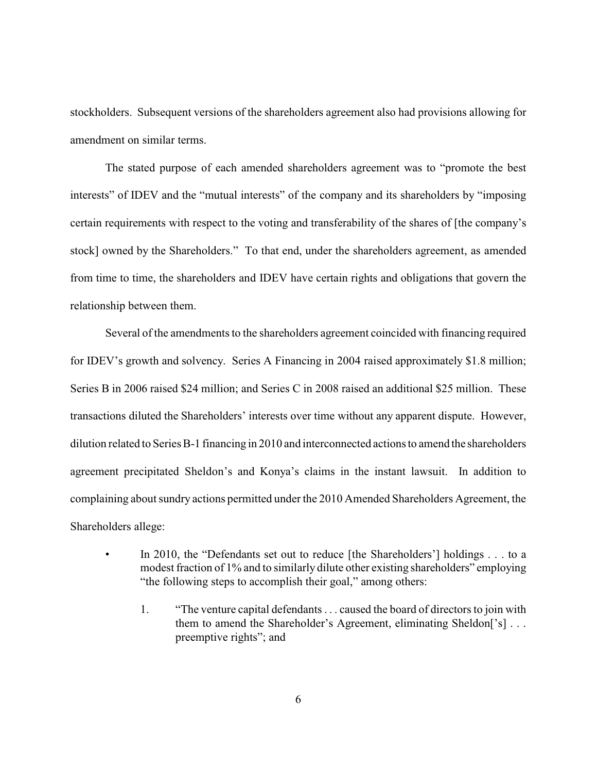stockholders. Subsequent versions of the shareholders agreement also had provisions allowing for amendment on similar terms.

The stated purpose of each amended shareholders agreement was to "promote the best interests" of IDEV and the "mutual interests" of the company and its shareholders by "imposing certain requirements with respect to the voting and transferability of the shares of [the company's stock] owned by the Shareholders." To that end, under the shareholders agreement, as amended from time to time, the shareholders and IDEV have certain rights and obligations that govern the relationship between them.

Several of the amendments to the shareholders agreement coincided with financing required for IDEV's growth and solvency. Series A Financing in 2004 raised approximately $1.8 million; Series B in 2006 raised $24 million; and Series C in 2008 raised an additional $25 million. These transactions diluted the Shareholders' interests over time without any apparent dispute. However, dilution related to Series B-1 financing in 2010 and interconnected actions to amend the shareholders agreement precipitated Sheldon's and Konya's claims in the instant lawsuit. In addition to complaining about sundry actions permitted under the 2010 Amended Shareholders Agreement, the Shareholders allege:

- In 2010, the "Defendants set out to reduce [the Shareholders'] holdings . . . to a modest fraction of 1% and to similarly dilute other existing shareholders" employing "the following steps to accomplish their goal," among others:

    1. "The venture capital defendants . . . caused the board of directors to join with them to amend the Shareholder's Agreement, eliminating Sheldon['s] . . . preemptive rights"; and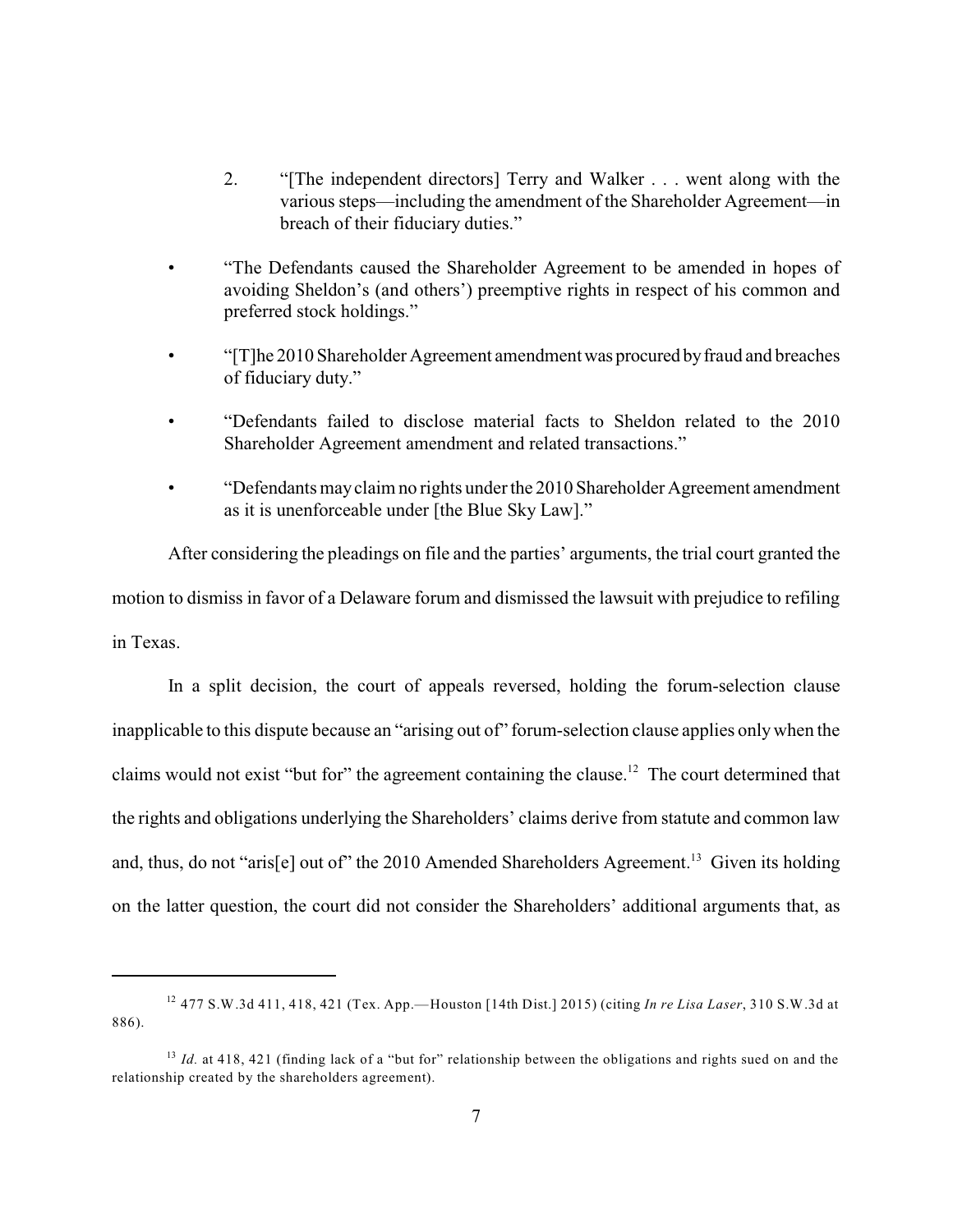2. "[The independent directors] Terry and Walker . . . went along with the various steps—including the amendment of the Shareholder Agreement—in breach of their fiduciary duties."

- "The Defendants caused the Shareholder Agreement to be amended in hopes of avoiding Sheldon's (and others') preemptive rights in respect of his common and preferred stock holdings."
- "[T]he 2010 Shareholder Agreement amendment was procured by fraud and breaches of fiduciary duty."
- "Defendants failed to disclose material facts to Sheldon related to the 2010 Shareholder Agreement amendment and related transactions."
- "Defendants may claim no rights under the 2010 Shareholder Agreement amendment as it is unenforceable under [the Blue Sky Law]."

After considering the pleadings on file and the parties' arguments, the trial court granted the motion to dismiss in favor of a Delaware forum and dismissed the lawsuit with prejudice to refiling in Texas.

In a split decision, the court of appeals reversed, holding the forum-selection clause inapplicable to this dispute because an "arising out of" forum-selection clause applies only when the claims would not exist "but for" the agreement containing the clause.[12] The court determined that the rights and obligations underlying the Shareholders' claims derive from statute and common law and, thus, do not "aris[e] out of" the 2010 Amended Shareholders Agreement.[13] Given its holding on the latter question, the court did not consider the Shareholders' additional arguments that, as

---

[12] 477 S.W.3d 411, 418, 421 (Tex. App.—Houston [14th Dist.] 2015) (citing *In re Lisa Laser*, 310 S.W.3d at 886).

[13] *Id.* at 418, 421 (finding lack of a "but for" relationship between the obligations and rights sued on and the relationship created by the shareholders agreement).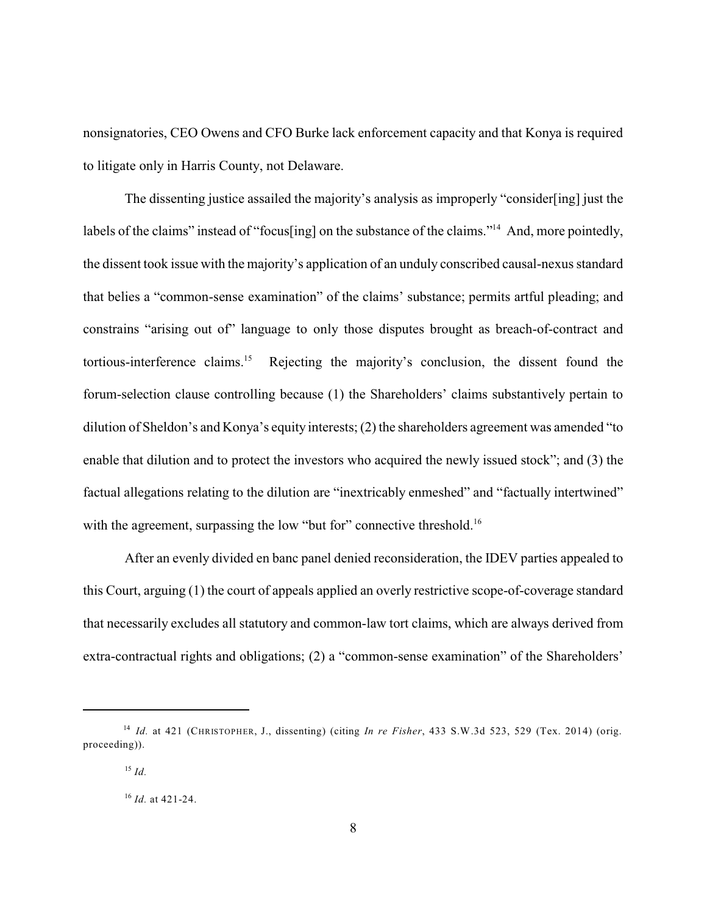nonsignatories, CEO Owens and CFO Burke lack enforcement capacity and that Konya is required to litigate only in Harris County, not Delaware.

The dissenting justice assailed the majority's analysis as improperly "consider[ing] just the labels of the claims" instead of "focus[ing] on the substance of the claims."[14] And, more pointedly, the dissent took issue with the majority's application of an unduly conscribed causal-nexus standard that belies a "common-sense examination" of the claims' substance; permits artful pleading; and constrains "arising out of" language to only those disputes brought as breach-of-contract and tortious-interference claims.[15] Rejecting the majority's conclusion, the dissent found the forum-selection clause controlling because (1) the Shareholders' claims substantively pertain to dilution of Sheldon's and Konya's equity interests; (2) the shareholders agreement was amended "to enable that dilution and to protect the investors who acquired the newly issued stock"; and (3) the factual allegations relating to the dilution are "inextricably enmeshed" and "factually intertwined" with the agreement, surpassing the low "but for" connective threshold.[16]

After an evenly divided en banc panel denied reconsideration, the IDEV parties appealed to this Court, arguing (1) the court of appeals applied an overly restrictive scope-of-coverage standard that necessarily excludes all statutory and common-law tort claims, which are always derived from extra-contractual rights and obligations; (2) a "common-sense examination" of the Shareholders'

---

[14] *Id.* at 421 (CHRISTOPHER, J., dissenting) (citing *In re Fisher*, 433 S.W.3d 523, 529 (Tex. 2014) (orig. proceeding)).

[15] *Id.*

[16] *Id.* at 421-24.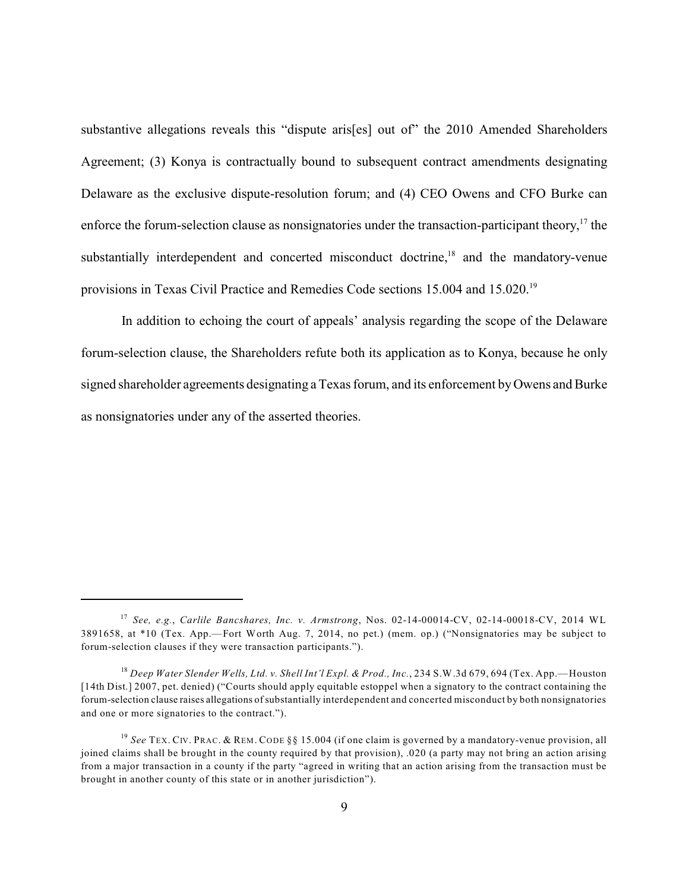substantive allegations reveals this "dispute aris[es] out of" the 2010 Amended Shareholders Agreement; (3) Konya is contractually bound to subsequent contract amendments designating Delaware as the exclusive dispute-resolution forum; and (4) CEO Owens and CFO Burke can enforce the forum-selection clause as nonsignatories under the transaction-participant theory,[17] the substantially interdependent and concerted misconduct doctrine,[18] and the mandatory-venue provisions in Texas Civil Practice and Remedies Code sections 15.004 and 15.020.[19]

In addition to echoing the court of appeals' analysis regarding the scope of the Delaware forum-selection clause, the Shareholders refute both its application as to Konya, because he only signed shareholder agreements designating a Texas forum, and its enforcement by Owens and Burke as nonsignatories under any of the asserted theories.

---

[17] *See, e.g.*, *Carlile Bancshares, Inc. v. Armstrong*, Nos. 02-14-00014-CV, 02-14-00018-CV, 2014 WL 3891658, at *10 (Tex. App.—Fort Worth Aug. 7, 2014, no pet.) (mem. op.) ("Nonsignatories may be subject to forum-selection clauses if they were transaction participants.").

[18] *Deep Water Slender Wells, Ltd. v. Shell Int'l Expl. & Prod., Inc.*, 234 S.W.3d 679, 694 (Tex. App.—Houston [14th Dist.] 2007, pet. denied) ("Courts should apply equitable estoppel when a signatory to the contract containing the forum-selection clause raises allegations of substantially interdependent and concerted misconduct by both nonsignatories and one or more signatories to the contract.").

[19] *See* TEX. CIV. PRAC. & REM. CODE §§ 15.004 (if one claim is governed by a mandatory-venue provision, all joined claims shall be brought in the county required by that provision), .020 (a party may not bring an action arising from a major transaction in a county if the party "agreed in writing that an action arising from the transaction must be brought in another county of this state or in another jurisdiction").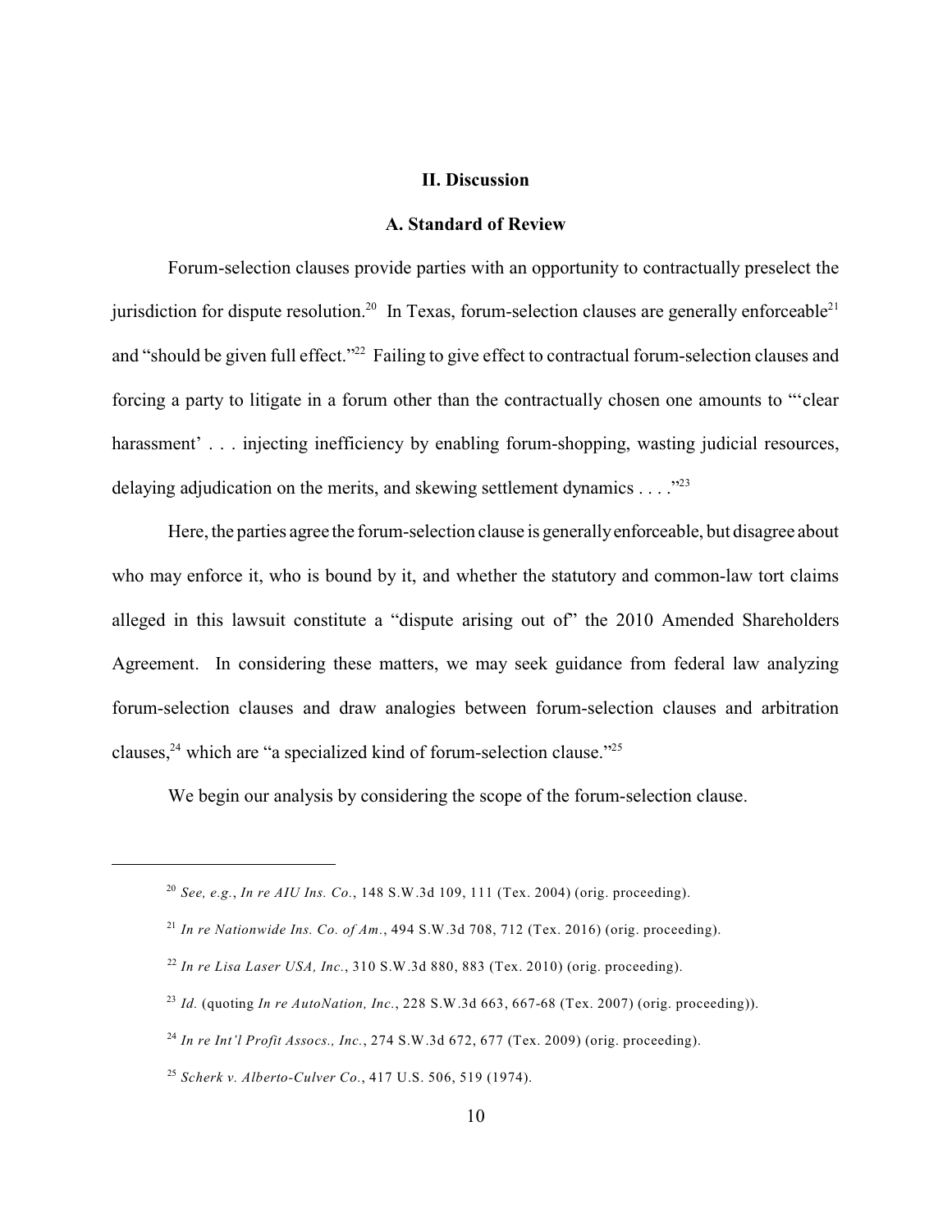## II. Discussion

### A. Standard of Review

Forum-selection clauses provide parties with an opportunity to contractually preselect the jurisdiction for dispute resolution.[20] In Texas, forum-selection clauses are generally enforceable[21] and "should be given full effect."[22] Failing to give effect to contractual forum-selection clauses and forcing a party to litigate in a forum other than the contractually chosen one amounts to "'clear harassment' . . . injecting inefficiency by enabling forum-shopping, wasting judicial resources, delaying adjudication on the merits, and skewing settlement dynamics . . . ."[23]

Here, the parties agree the forum-selection clause is generally enforceable, but disagree about who may enforce it, who is bound by it, and whether the statutory and common-law tort claims alleged in this lawsuit constitute a "dispute arising out of" the 2010 Amended Shareholders Agreement. In considering these matters, we may seek guidance from federal law analyzing forum-selection clauses and draw analogies between forum-selection clauses and arbitration clauses,[24] which are "a specialized kind of forum-selection clause."[25]

We begin our analysis by considering the scope of the forum-selection clause.

---

[20] *See, e.g.*, *In re AIU Ins. Co.*, 148 S.W.3d 109, 111 (Tex. 2004) (orig. proceeding).

[21] *In re Nationwide Ins. Co. of Am.*, 494 S.W.3d 708, 712 (Tex. 2016) (orig. proceeding).

[22] *In re Lisa Laser USA, Inc.*, 310 S.W.3d 880, 883 (Tex. 2010) (orig. proceeding).

[23] *Id.* (quoting *In re AutoNation, Inc.*, 228 S.W.3d 663, 667-68 (Tex. 2007) (orig. proceeding)).

[24] *In re Int'l Profit Assocs., Inc.*, 274 S.W.3d 672, 677 (Tex. 2009) (orig. proceeding).

[25] *Scherk v. Alberto-Culver Co.*, 417 U.S. 506, 519 (1974).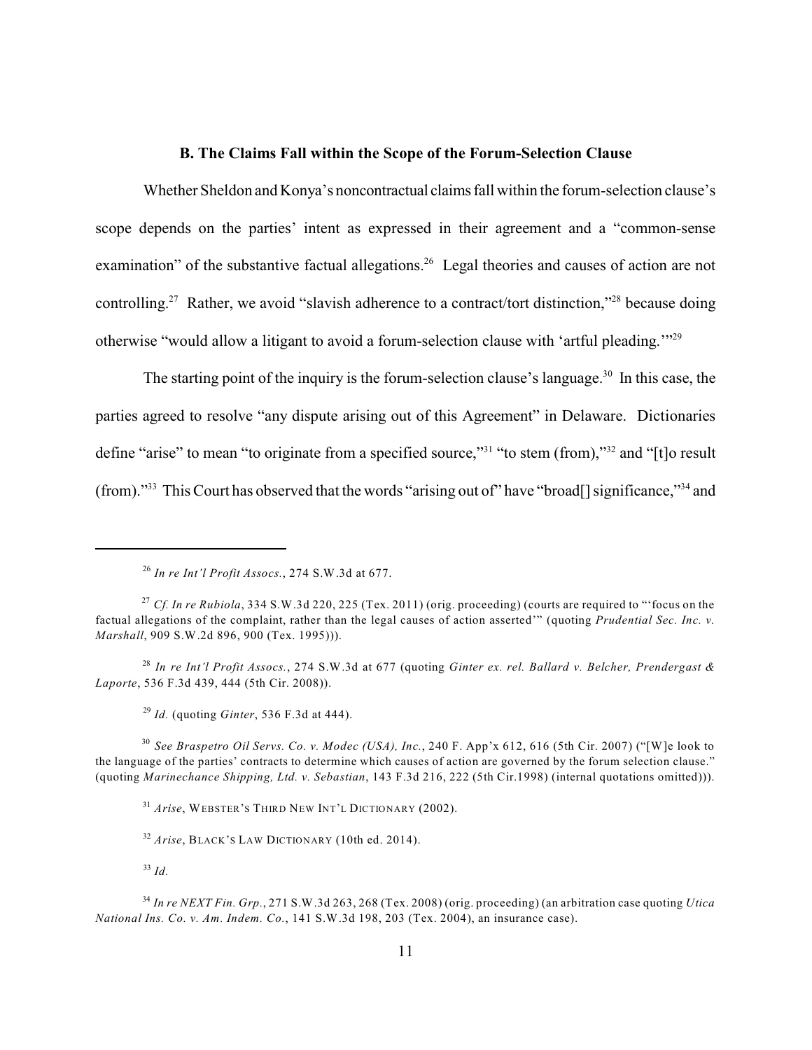### B. The Claims Fall within the Scope of the Forum-Selection Clause

Whether Sheldon and Konya's noncontractual claims fall within the forum-selection clause's scope depends on the parties' intent as expressed in their agreement and a "common-sense examination" of the substantive factual allegations.[26] Legal theories and causes of action are not controlling.[27] Rather, we avoid "slavish adherence to a contract/tort distinction,"[28] because doing otherwise "would allow a litigant to avoid a forum-selection clause with 'artful pleading.'"[29]

The starting point of the inquiry is the forum-selection clause's language.[30] In this case, the parties agreed to resolve "any dispute arising out of this Agreement" in Delaware. Dictionaries define "arise" to mean "to originate from a specified source,"[31] "to stem (from),"[32] and "[t]o result (from)."[33] This Court has observed that the words "arising out of" have "broad[] significance,"[34] and

---

[26] *In re Int'l Profit Assocs.*, 274 S.W.3d at 677.

[27] *Cf. In re Rubiola*, 334 S.W.3d 220, 225 (Tex. 2011) (orig. proceeding) (courts are required to "'focus on the factual allegations of the complaint, rather than the legal causes of action asserted'" (quoting *Prudential Sec. Inc. v. Marshall*, 909 S.W.2d 896, 900 (Tex. 1995))).

[28] *In re Int'l Profit Assocs.*, 274 S.W.3d at 677 (quoting *Ginter ex. rel. Ballard v. Belcher, Prendergast & Laporte*, 536 F.3d 439, 444 (5th Cir. 2008)).

[29] *Id.* (quoting *Ginter*, 536 F.3d at 444).

[30] *See Braspetro Oil Servs. Co. v. Modec (USA), Inc.*, 240 F. App'x 612, 616 (5th Cir. 2007) ("[W]e look to the language of the parties' contracts to determine which causes of action are governed by the forum selection clause." (quoting *Marinechance Shipping, Ltd. v. Sebastian*, 143 F.3d 216, 222 (5th Cir.1998) (internal quotations omitted))).

[31] *Arise*, WEBSTER'S THIRD NEW INT'L DICTIONARY (2002).

[32] *Arise*, BLACK'S LAW DICTIONARY (10th ed. 2014).

[33] *Id.*

[34] *In re NEXT Fin. Grp.*, 271 S.W.3d 263, 268 (Tex. 2008) (orig. proceeding) (an arbitration case quoting *Utica National Ins. Co. v. Am. Indem. Co.*, 141 S.W.3d 198, 203 (Tex. 2004), an insurance case).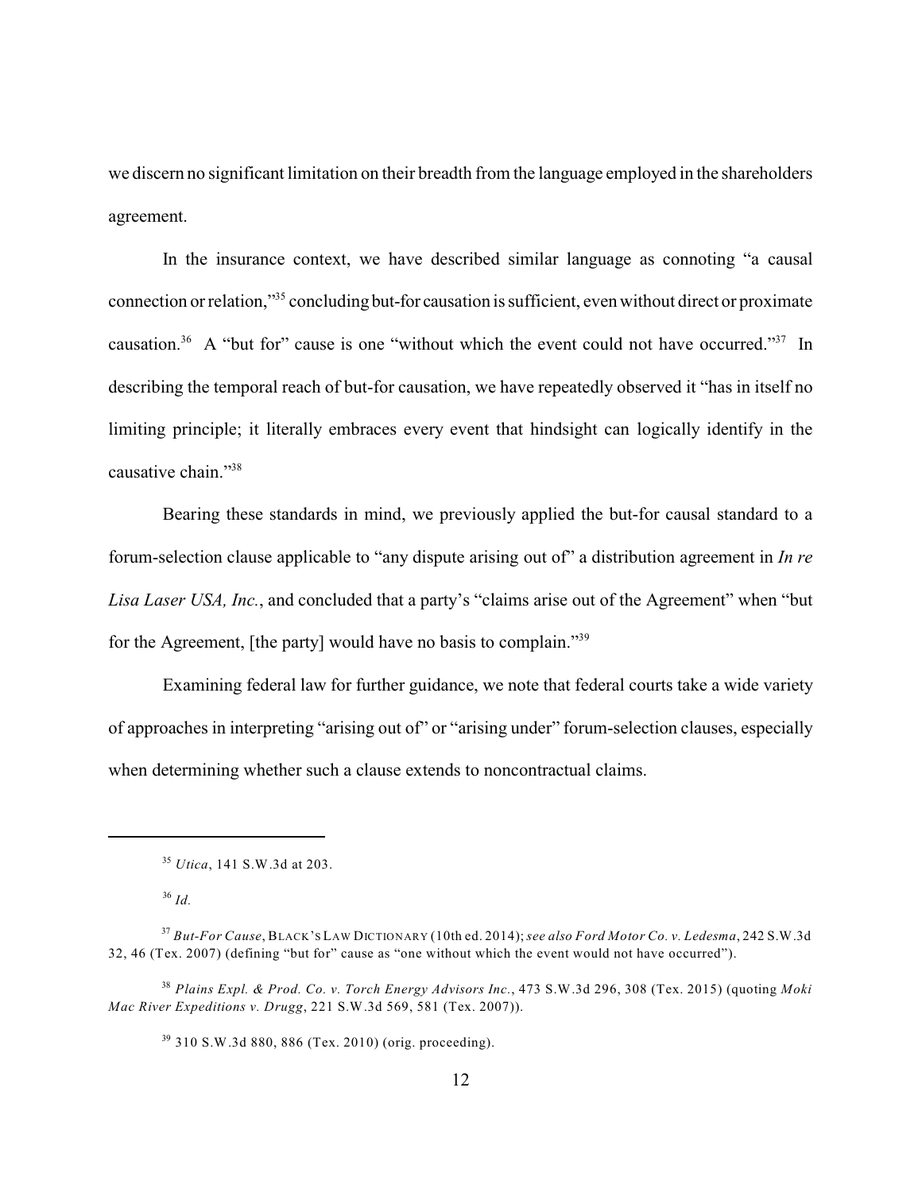we discern no significant limitation on their breadth from the language employed in the shareholders agreement.

In the insurance context, we have described similar language as connoting "a causal connection or relation,"[35] concluding but-for causation is sufficient, even without direct or proximate causation.[36] A "but for" cause is one "without which the event could not have occurred."[37] In describing the temporal reach of but-for causation, we have repeatedly observed it "has in itself no limiting principle; it literally embraces every event that hindsight can logically identify in the causative chain."[38]

Bearing these standards in mind, we previously applied the but-for causal standard to a forum-selection clause applicable to "any dispute arising out of" a distribution agreement in *In re Lisa Laser USA, Inc.*, and concluded that a party's "claims arise out of the Agreement" when "but for the Agreement, [the party] would have no basis to complain."[39]

Examining federal law for further guidance, we note that federal courts take a wide variety of approaches in interpreting "arising out of" or "arising under" forum-selection clauses, especially when determining whether such a clause extends to noncontractual claims.

---

[35] *Utica*, 141 S.W.3d at 203.

[36] *Id.*

[37] *But-For Cause*, BLACK'S LAW DICTIONARY (10th ed. 2014); *see also Ford Motor Co. v. Ledesma*, 242 S.W.3d 32, 46 (Tex. 2007) (defining "but for" cause as "one without which the event would not have occurred").

[38] *Plains Expl. & Prod. Co. v. Torch Energy Advisors Inc.*, 473 S.W.3d 296, 308 (Tex. 2015) (quoting *Moki Mac River Expeditions v. Drugg*, 221 S.W.3d 569, 581 (Tex. 2007)).

[39] 310 S.W.3d 880, 886 (Tex. 2010) (orig. proceeding).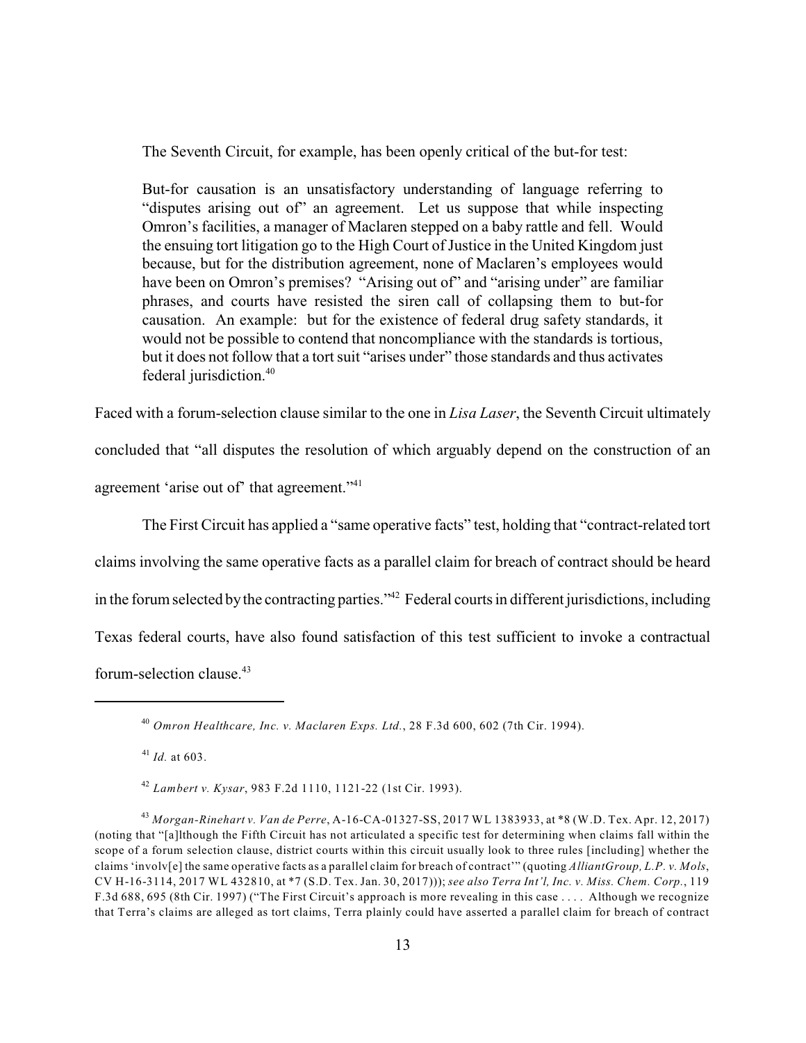The Seventh Circuit, for example, has been openly critical of the but-for test:

> But-for causation is an unsatisfactory understanding of language referring to "disputes arising out of" an agreement. Let us suppose that while inspecting Omron's facilities, a manager of Maclaren stepped on a baby rattle and fell. Would the ensuing tort litigation go to the High Court of Justice in the United Kingdom just because, but for the distribution agreement, none of Maclaren's employees would have been on Omron's premises? "Arising out of" and "arising under" are familiar phrases, and courts have resisted the siren call of collapsing them to but-for causation. An example: but for the existence of federal drug safety standards, it would not be possible to contend that noncompliance with the standards is tortious, but it does not follow that a tort suit "arises under" those standards and thus activates federal jurisdiction.[40]

Faced with a forum-selection clause similar to the one in *Lisa Laser*, the Seventh Circuit ultimately concluded that "all disputes the resolution of which arguably depend on the construction of an agreement 'arise out of' that agreement."[41]

The First Circuit has applied a "same operative facts" test, holding that "contract-related tort claims involving the same operative facts as a parallel claim for breach of contract should be heard in the forum selected by the contracting parties."[42] Federal courts in different jurisdictions, including Texas federal courts, have also found satisfaction of this test sufficient to invoke a contractual forum-selection clause.[43]

---

[40] *Omron Healthcare, Inc. v. Maclaren Exps. Ltd.*, 28 F.3d 600, 602 (7th Cir. 1994).

[41] *Id.* at 603.

[42] *Lambert v. Kysar*, 983 F.2d 1110, 1121-22 (1st Cir. 1993).

[43] *Morgan-Rinehart v. Van de Perre*, A-16-CA-01327-SS, 2017 WL 1383933, at *8 (W.D. Tex. Apr. 12, 2017) (noting that "[a]lthough the Fifth Circuit has not articulated a specific test for determining when claims fall within the scope of a forum selection clause, district courts within this circuit usually look to three rules [including] whether the claims 'involv[e] the same operative facts as a parallel claim for breach of contract'" (quoting *AlliantGroup, L.P. v. Mols*, CV H-16-3114, 2017 WL 432810, at *7 (S.D. Tex. Jan. 30, 2017))); *see also Terra Int'l, Inc. v. Miss. Chem. Corp.*, 119 F.3d 688, 695 (8th Cir. 1997) ("The First Circuit's approach is more revealing in this case . . . . Although we recognize that Terra's claims are alleged as tort claims, Terra plainly could have asserted a parallel claim for breach of contract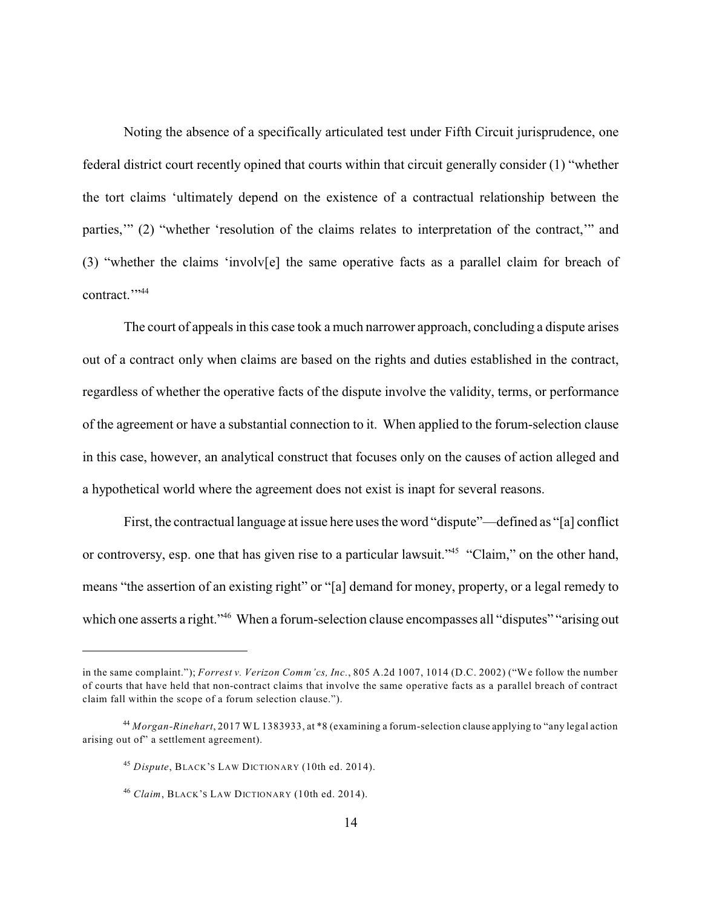Noting the absence of a specifically articulated test under Fifth Circuit jurisprudence, one federal district court recently opined that courts within that circuit generally consider (1) "whether the tort claims 'ultimately depend on the existence of a contractual relationship between the parties,'" (2) "whether 'resolution of the claims relates to interpretation of the contract,'" and (3) "whether the claims 'involv[e] the same operative facts as a parallel claim for breach of contract.'"[44]

The court of appeals in this case took a much narrower approach, concluding a dispute arises out of a contract only when claims are based on the rights and duties established in the contract, regardless of whether the operative facts of the dispute involve the validity, terms, or performance of the agreement or have a substantial connection to it. When applied to the forum-selection clause in this case, however, an analytical construct that focuses only on the causes of action alleged and a hypothetical world where the agreement does not exist is inapt for several reasons.

First, the contractual language at issue here uses the word "dispute"—defined as "[a] conflict or controversy, esp. one that has given rise to a particular lawsuit."[45] "Claim," on the other hand, means "the assertion of an existing right" or "[a] demand for money, property, or a legal remedy to which one asserts a right."[46] When a forum-selection clause encompasses all "disputes" "arising out

---

in the same complaint."); *Forrest v. Verizon Comm'cs, Inc.*, 805 A.2d 1007, 1014 (D.C. 2002) ("We follow the number of courts that have held that non-contract claims that involve the same operative facts as a parallel breach of contract claim fall within the scope of a forum selection clause.").

[44] *Morgan-Rinehart*, 2017 WL 1383933, at *8 (examining a forum-selection clause applying to "any legal action arising out of" a settlement agreement).

[45] *Dispute*, BLACK'S LAW DICTIONARY (10th ed. 2014).

[46] *Claim*, BLACK'S LAW DICTIONARY (10th ed. 2014).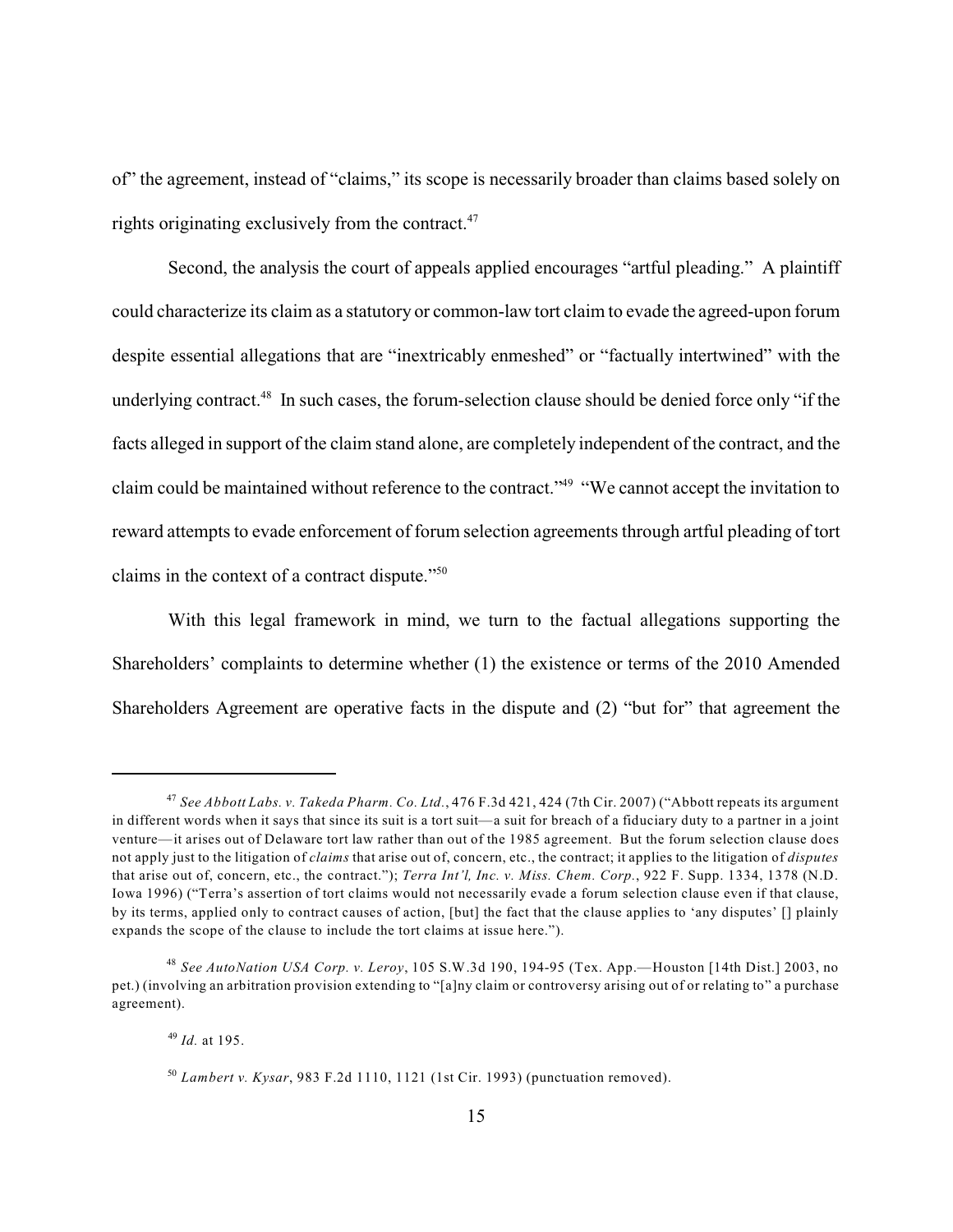of" the agreement, instead of "claims," its scope is necessarily broader than claims based solely on rights originating exclusively from the contract.[47]

Second, the analysis the court of appeals applied encourages "artful pleading." A plaintiff could characterize its claim as a statutory or common-law tort claim to evade the agreed-upon forum despite essential allegations that are "inextricably enmeshed" or "factually intertwined" with the underlying contract.[48] In such cases, the forum-selection clause should be denied force only "if the facts alleged in support of the claim stand alone, are completely independent of the contract, and the claim could be maintained without reference to the contract."[49] "We cannot accept the invitation to reward attempts to evade enforcement of forum selection agreements through artful pleading of tort claims in the context of a contract dispute."[50]

With this legal framework in mind, we turn to the factual allegations supporting the Shareholders' complaints to determine whether (1) the existence or terms of the 2010 Amended Shareholders Agreement are operative facts in the dispute and (2) "but for" that agreement the

---

[47] *See Abbott Labs. v. Takeda Pharm. Co. Ltd.*, 476 F.3d 421, 424 (7th Cir. 2007) ("Abbott repeats its argument in different words when it says that since its suit is a tort suit—a suit for breach of a fiduciary duty to a partner in a joint venture—it arises out of Delaware tort law rather than out of the 1985 agreement. But the forum selection clause does not apply just to the litigation of *claims* that arise out of, concern, etc., the contract; it applies to the litigation of *disputes* that arise out of, concern, etc., the contract."); *Terra Int'l, Inc. v. Miss. Chem. Corp.*, 922 F. Supp. 1334, 1378 (N.D. Iowa 1996) ("Terra's assertion of tort claims would not necessarily evade a forum selection clause even if that clause, by its terms, applied only to contract causes of action, [but] the fact that the clause applies to 'any disputes' [] plainly expands the scope of the clause to include the tort claims at issue here.").

[48] *See AutoNation USA Corp. v. Leroy*, 105 S.W.3d 190, 194-95 (Tex. App.—Houston [14th Dist.] 2003, no pet.) (involving an arbitration provision extending to "[a]ny claim or controversy arising out of or relating to" a purchase agreement).

[49] *Id.* at 195.

[50] *Lambert v. Kysar*, 983 F.2d 1110, 1121 (1st Cir. 1993) (punctuation removed).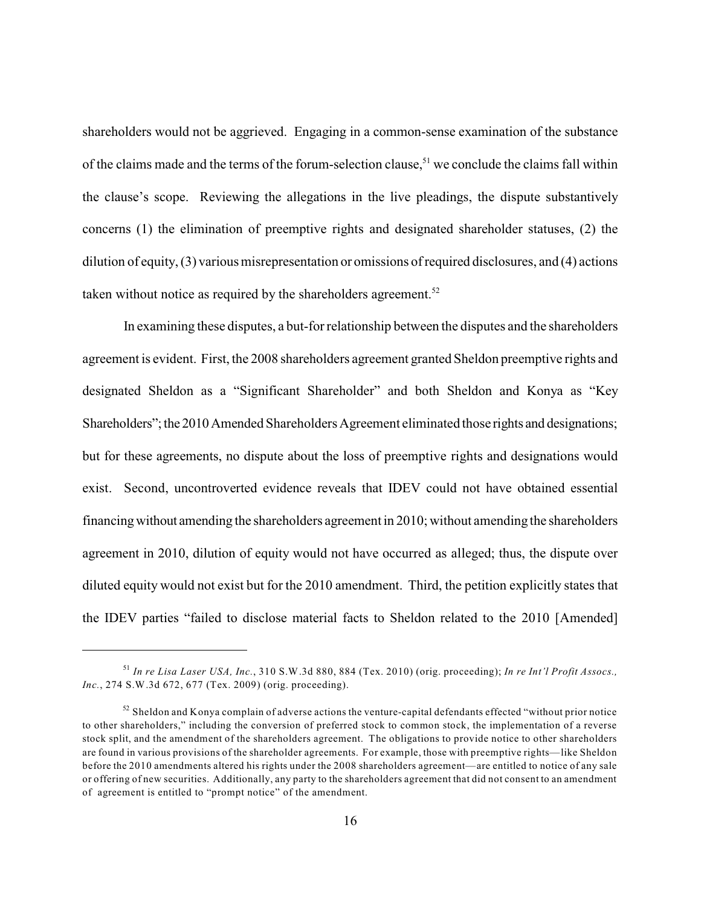shareholders would not be aggrieved. Engaging in a common-sense examination of the substance of the claims made and the terms of the forum-selection clause,[51] we conclude the claims fall within the clause's scope. Reviewing the allegations in the live pleadings, the dispute substantively concerns (1) the elimination of preemptive rights and designated shareholder statuses, (2) the dilution of equity, (3) various misrepresentation or omissions of required disclosures, and (4) actions taken without notice as required by the shareholders agreement.[52]

In examining these disputes, a but-for relationship between the disputes and the shareholders agreement is evident. First, the 2008 shareholders agreement granted Sheldon preemptive rights and designated Sheldon as a "Significant Shareholder" and both Sheldon and Konya as "Key Shareholders"; the 2010 Amended Shareholders Agreement eliminated those rights and designations; but for these agreements, no dispute about the loss of preemptive rights and designations would exist. Second, uncontroverted evidence reveals that IDEV could not have obtained essential financing without amending the shareholders agreement in 2010; without amending the shareholders agreement in 2010, dilution of equity would not have occurred as alleged; thus, the dispute over diluted equity would not exist but for the 2010 amendment. Third, the petition explicitly states that the IDEV parties "failed to disclose material facts to Sheldon related to the 2010 [Amended]

---

[51] *In re Lisa Laser USA, Inc.*, 310 S.W.3d 880, 884 (Tex. 2010) (orig. proceeding); *In re Int'l Profit Assocs., Inc.*, 274 S.W.3d 672, 677 (Tex. 2009) (orig. proceeding).

[52] Sheldon and Konya complain of adverse actions the venture-capital defendants effected "without prior notice to other shareholders," including the conversion of preferred stock to common stock, the implementation of a reverse stock split, and the amendment of the shareholders agreement. The obligations to provide notice to other shareholders are found in various provisions of the shareholder agreements. For example, those with preemptive rights—like Sheldon before the 2010 amendments altered his rights under the 2008 shareholders agreement—are entitled to notice of any sale or offering of new securities. Additionally, any party to the shareholders agreement that did not consent to an amendment of agreement is entitled to "prompt notice" of the amendment.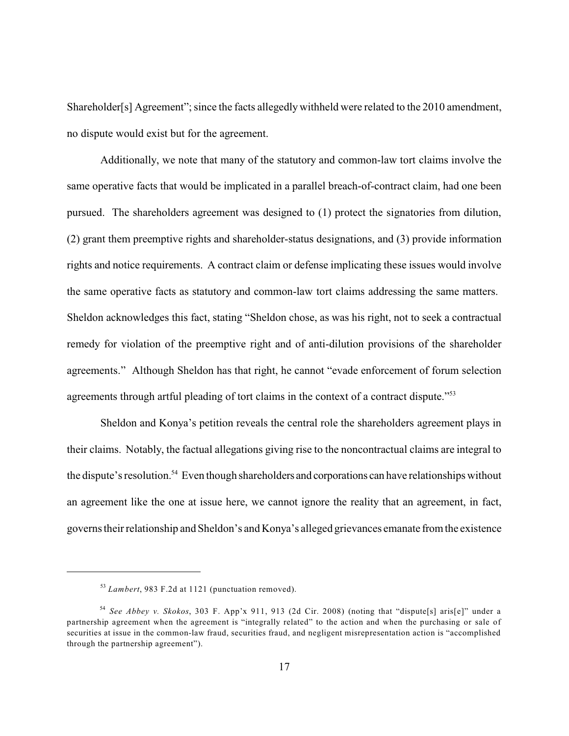Shareholder[s] Agreement"; since the facts allegedly withheld were related to the 2010 amendment, no dispute would exist but for the agreement.

Additionally, we note that many of the statutory and common-law tort claims involve the same operative facts that would be implicated in a parallel breach-of-contract claim, had one been pursued. The shareholders agreement was designed to (1) protect the signatories from dilution, (2) grant them preemptive rights and shareholder-status designations, and (3) provide information rights and notice requirements. A contract claim or defense implicating these issues would involve the same operative facts as statutory and common-law tort claims addressing the same matters. Sheldon acknowledges this fact, stating "Sheldon chose, as was his right, not to seek a contractual remedy for violation of the preemptive right and of anti-dilution provisions of the shareholder agreements." Although Sheldon has that right, he cannot "evade enforcement of forum selection agreements through artful pleading of tort claims in the context of a contract dispute."[53]

Sheldon and Konya's petition reveals the central role the shareholders agreement plays in their claims. Notably, the factual allegations giving rise to the noncontractual claims are integral to the dispute's resolution.[54] Even though shareholders and corporations can have relationships without an agreement like the one at issue here, we cannot ignore the reality that an agreement, in fact, governs their relationship and Sheldon's and Konya's alleged grievances emanate from the existence

---

[53] *Lambert*, 983 F.2d at 1121 (punctuation removed).

[54] *See Abbey v. Skokos*, 303 F. App'x 911, 913 (2d Cir. 2008) (noting that "dispute[s] aris[e]" under a partnership agreement when the agreement is "integrally related" to the action and when the purchasing or sale of securities at issue in the common-law fraud, securities fraud, and negligent misrepresentation action is "accomplished through the partnership agreement").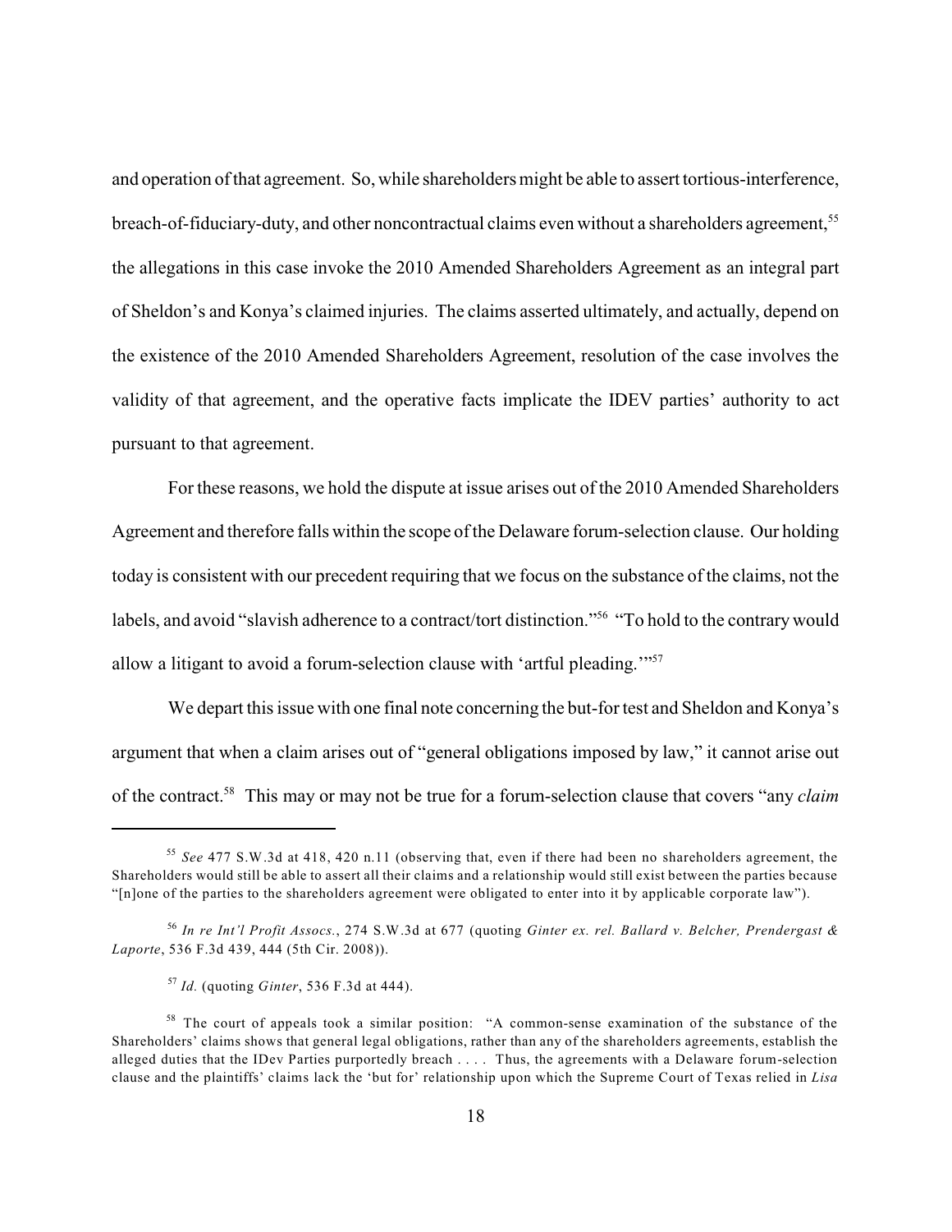and operation of that agreement. So, while shareholders might be able to assert tortious-interference, breach-of-fiduciary-duty, and other noncontractual claims even without a shareholders agreement,[55] the allegations in this case invoke the 2010 Amended Shareholders Agreement as an integral part of Sheldon's and Konya's claimed injuries. The claims asserted ultimately, and actually, depend on the existence of the 2010 Amended Shareholders Agreement, resolution of the case involves the validity of that agreement, and the operative facts implicate the IDEV parties' authority to act pursuant to that agreement.

For these reasons, we hold the dispute at issue arises out of the 2010 Amended Shareholders Agreement and therefore falls within the scope of the Delaware forum-selection clause. Our holding today is consistent with our precedent requiring that we focus on the substance of the claims, not the labels, and avoid "slavish adherence to a contract/tort distinction."[56] "To hold to the contrary would allow a litigant to avoid a forum-selection clause with 'artful pleading.'"[57]

We depart this issue with one final note concerning the but-for test and Sheldon and Konya's argument that when a claim arises out of "general obligations imposed by law," it cannot arise out of the contract.[58] This may or may not be true for a forum-selection clause that covers "any *claim*

---

[55] *See* 477 S.W.3d at 418, 420 n.11 (observing that, even if there had been no shareholders agreement, the Shareholders would still be able to assert all their claims and a relationship would still exist between the parties because "[n]one of the parties to the shareholders agreement were obligated to enter into it by applicable corporate law").

[56] *In re Int'l Profit Assocs.*, 274 S.W.3d at 677 (quoting *Ginter ex. rel. Ballard v. Belcher, Prendergast & Laporte*, 536 F.3d 439, 444 (5th Cir. 2008)).

[57] *Id.* (quoting *Ginter*, 536 F.3d at 444).

[58] The court of appeals took a similar position: "A common-sense examination of the substance of the Shareholders' claims shows that general legal obligations, rather than any of the shareholders agreements, establish the alleged duties that the IDev Parties purportedly breach . . . . Thus, the agreements with a Delaware forum-selection clause and the plaintiffs' claims lack the 'but for' relationship upon which the Supreme Court of Texas relied in *Lisa*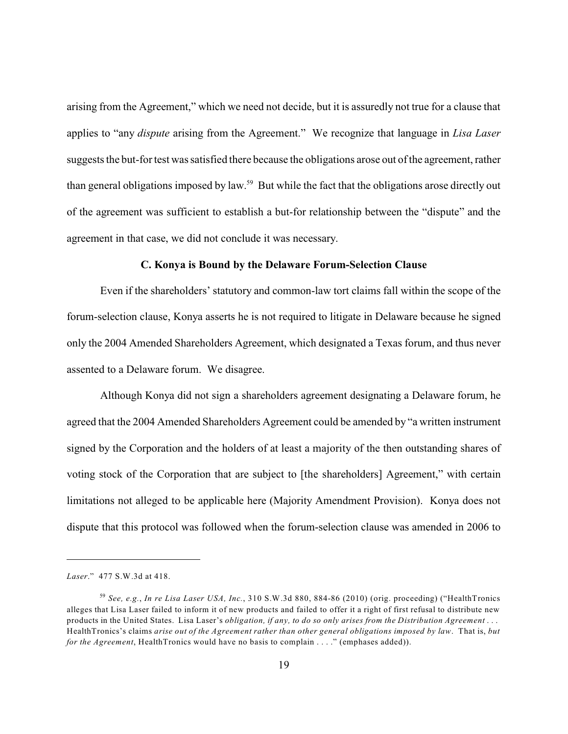arising from the Agreement," which we need not decide, but it is assuredly not true for a clause that applies to "any *dispute* arising from the Agreement." We recognize that language in *Lisa Laser* suggests the but-for test was satisfied there because the obligations arose out of the agreement, rather than general obligations imposed by law.[59] But while the fact that the obligations arose directly out of the agreement was sufficient to establish a but-for relationship between the "dispute" and the agreement in that case, we did not conclude it was necessary.

### C. Konya is Bound by the Delaware Forum-Selection Clause

Even if the shareholders' statutory and common-law tort claims fall within the scope of the forum-selection clause, Konya asserts he is not required to litigate in Delaware because he signed only the 2004 Amended Shareholders Agreement, which designated a Texas forum, and thus never assented to a Delaware forum. We disagree.

Although Konya did not sign a shareholders agreement designating a Delaware forum, he agreed that the 2004 Amended Shareholders Agreement could be amended by "a written instrument signed by the Corporation and the holders of at least a majority of the then outstanding shares of voting stock of the Corporation that are subject to [the shareholders] Agreement," with certain limitations not alleged to be applicable here (Majority Amendment Provision). Konya does not dispute that this protocol was followed when the forum-selection clause was amended in 2006 to

---

*Laser*." 477 S.W.3d at 418.

[59] *See, e.g.*, *In re Lisa Laser USA, Inc.*, 310 S.W.3d 880, 884-86 (2010) (orig. proceeding) ("HealthTronics alleges that Lisa Laser failed to inform it of new products and failed to offer it a right of first refusal to distribute new products in the United States. Lisa Laser's *obligation, if any, to do so only arises from the Distribution Agreement . . .* HealthTronics's claims *arise out of the Agreement rather than other general obligations imposed by law*. That is, *but for the Agreement*, HealthTronics would have no basis to complain . . . ." (emphases added)).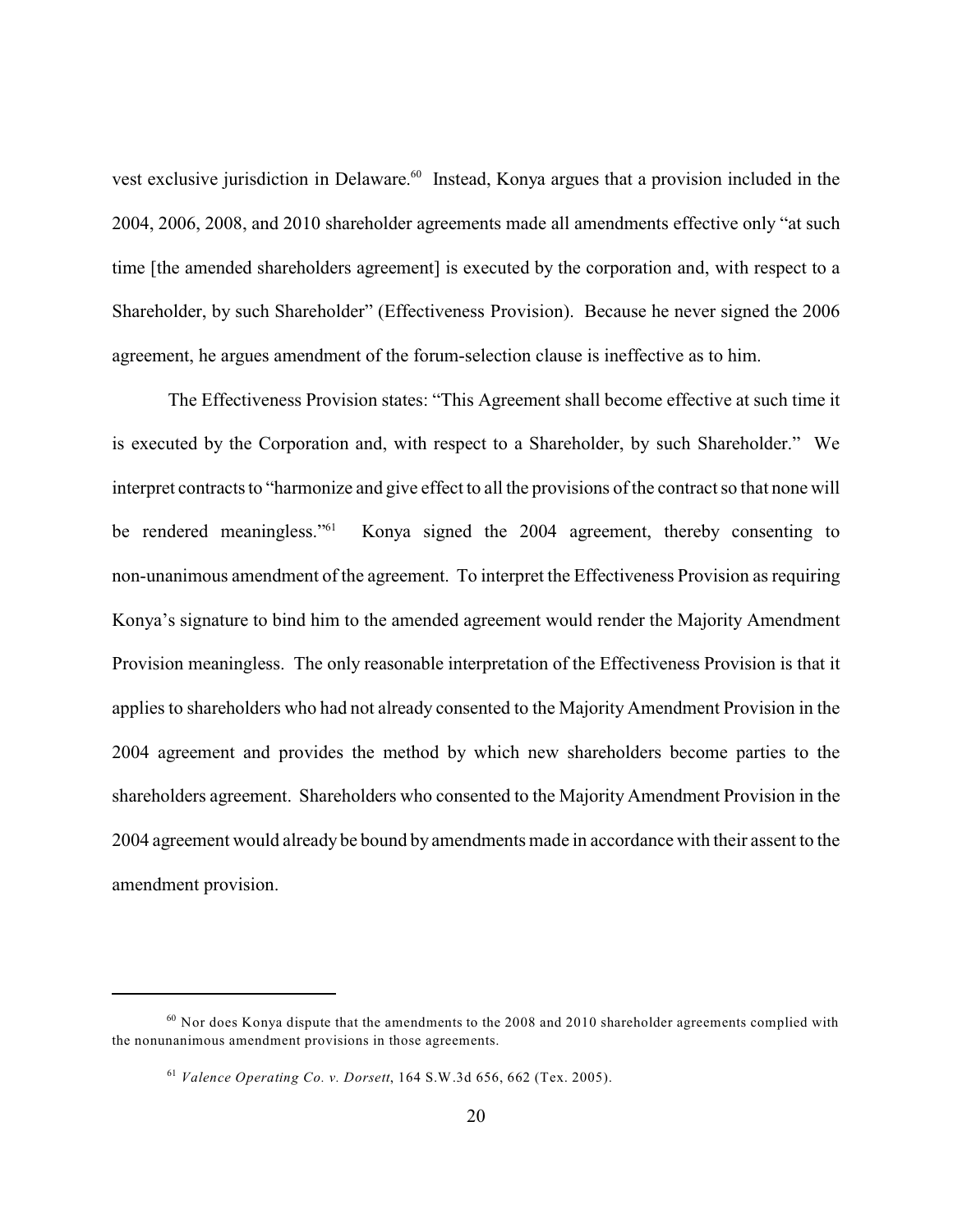vest exclusive jurisdiction in Delaware.[60] Instead, Konya argues that a provision included in the 2004, 2006, 2008, and 2010 shareholder agreements made all amendments effective only "at such time [the amended shareholders agreement] is executed by the corporation and, with respect to a Shareholder, by such Shareholder" (Effectiveness Provision). Because he never signed the 2006 agreement, he argues amendment of the forum-selection clause is ineffective as to him.

The Effectiveness Provision states: "This Agreement shall become effective at such time it is executed by the Corporation and, with respect to a Shareholder, by such Shareholder." We interpret contracts to "harmonize and give effect to all the provisions of the contract so that none will be rendered meaningless."[61] Konya signed the 2004 agreement, thereby consenting to non-unanimous amendment of the agreement. To interpret the Effectiveness Provision as requiring Konya's signature to bind him to the amended agreement would render the Majority Amendment Provision meaningless. The only reasonable interpretation of the Effectiveness Provision is that it applies to shareholders who had not already consented to the Majority Amendment Provision in the 2004 agreement and provides the method by which new shareholders become parties to the shareholders agreement. Shareholders who consented to the Majority Amendment Provision in the 2004 agreement would already be bound by amendments made in accordance with their assent to the amendment provision.

---

[60] Nor does Konya dispute that the amendments to the 2008 and 2010 shareholder agreements complied with the nonunanimous amendment provisions in those agreements.

[61] *Valence Operating Co. v. Dorsett*, 164 S.W.3d 656, 662 (Tex. 2005).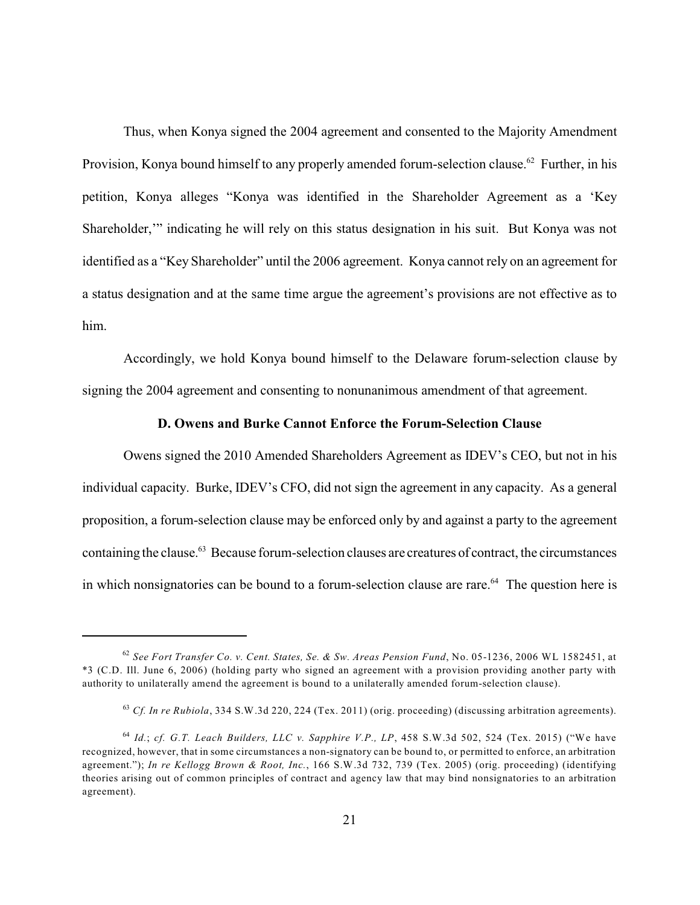Thus, when Konya signed the 2004 agreement and consented to the Majority Amendment Provision, Konya bound himself to any properly amended forum-selection clause.[62] Further, in his petition, Konya alleges "Konya was identified in the Shareholder Agreement as a 'Key Shareholder,'" indicating he will rely on this status designation in his suit. But Konya was not identified as a "Key Shareholder" until the 2006 agreement. Konya cannot rely on an agreement for a status designation and at the same time argue the agreement's provisions are not effective as to him.

Accordingly, we hold Konya bound himself to the Delaware forum-selection clause by signing the 2004 agreement and consenting to nonunanimous amendment of that agreement.

### D. Owens and Burke Cannot Enforce the Forum-Selection Clause

Owens signed the 2010 Amended Shareholders Agreement as IDEV's CEO, but not in his individual capacity. Burke, IDEV's CFO, did not sign the agreement in any capacity. As a general proposition, a forum-selection clause may be enforced only by and against a party to the agreement containing the clause.[63] Because forum-selection clauses are creatures of contract, the circumstances in which nonsignatories can be bound to a forum-selection clause are rare.[64] The question here is

---

[62] *See Fort Transfer Co. v. Cent. States, Se. & Sw. Areas Pension Fund*, No. 05-1236, 2006 WL 1582451, at *3 (C.D. Ill. June 6, 2006) (holding party who signed an agreement with a provision providing another party with authority to unilaterally amend the agreement is bound to a unilaterally amended forum-selection clause).

[63] *Cf. In re Rubiola*, 334 S.W.3d 220, 224 (Tex. 2011) (orig. proceeding) (discussing arbitration agreements).

[64] *Id.*; *cf. G.T. Leach Builders, LLC v. Sapphire V.P., LP*, 458 S.W.3d 502, 524 (Tex. 2015) ("We have recognized, however, that in some circumstances a non-signatory can be bound to, or permitted to enforce, an arbitration agreement."); *In re Kellogg Brown & Root, Inc.*, 166 S.W.3d 732, 739 (Tex. 2005) (orig. proceeding) (identifying theories arising out of common principles of contract and agency law that may bind nonsignatories to an arbitration agreement).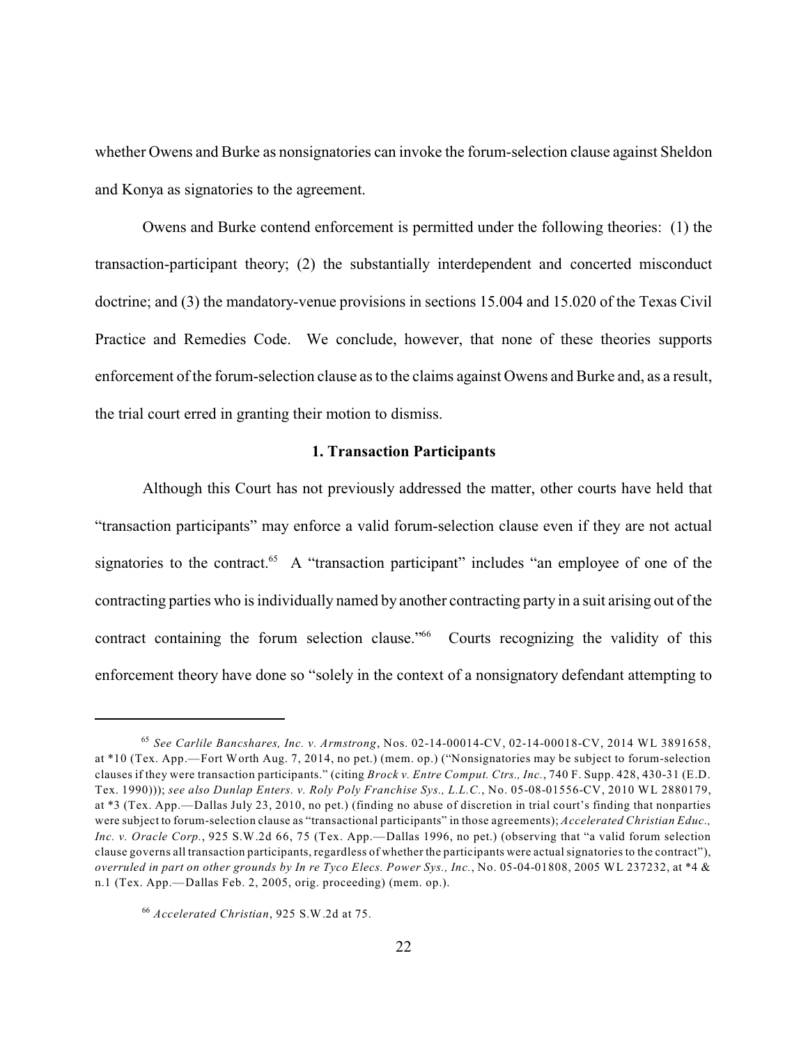whether Owens and Burke as nonsignatories can invoke the forum-selection clause against Sheldon and Konya as signatories to the agreement.

Owens and Burke contend enforcement is permitted under the following theories: (1) the transaction-participant theory; (2) the substantially interdependent and concerted misconduct doctrine; and (3) the mandatory-venue provisions in sections 15.004 and 15.020 of the Texas Civil Practice and Remedies Code. We conclude, however, that none of these theories supports enforcement of the forum-selection clause as to the claims against Owens and Burke and, as a result, the trial court erred in granting their motion to dismiss.

### 1. Transaction Participants

Although this Court has not previously addressed the matter, other courts have held that "transaction participants" may enforce a valid forum-selection clause even if they are not actual signatories to the contract.[65] A "transaction participant" includes "an employee of one of the contracting parties who is individually named by another contracting party in a suit arising out of the contract containing the forum selection clause."[66] Courts recognizing the validity of this enforcement theory have done so "solely in the context of a nonsignatory defendant attempting to

---

[65] *See Carlile Bancshares, Inc. v. Armstrong*, Nos. 02-14-00014-CV, 02-14-00018-CV, 2014 WL 3891658, at *10 (Tex. App.—Fort Worth Aug. 7, 2014, no pet.) (mem. op.) ("Nonsignatories may be subject to forum-selection clauses if they were transaction participants." (citing *Brock v. Entre Comput. Ctrs., Inc.*, 740 F. Supp. 428, 430-31 (E.D. Tex. 1990))); *see also Dunlap Enters. v. Roly Poly Franchise Sys., L.L.C.*, No. 05-08-01556-CV, 2010 WL 2880179, at *3 (Tex. App.—Dallas July 23, 2010, no pet.) (finding no abuse of discretion in trial court's finding that nonparties were subject to forum-selection clause as "transactional participants" in those agreements); *Accelerated Christian Educ., Inc. v. Oracle Corp.*, 925 S.W.2d 66, 75 (Tex. App.—Dallas 1996, no pet.) (observing that "a valid forum selection clause governs all transaction participants, regardless of whether the participants were actual signatories to the contract"), *overruled in part on other grounds by In re Tyco Elecs. Power Sys., Inc.*, No. 05-04-01808, 2005 WL 237232, at *4 & n.1 (Tex. App.—Dallas Feb. 2, 2005, orig. proceeding) (mem. op.).

[66] *Accelerated Christian*, 925 S.W.2d at 75.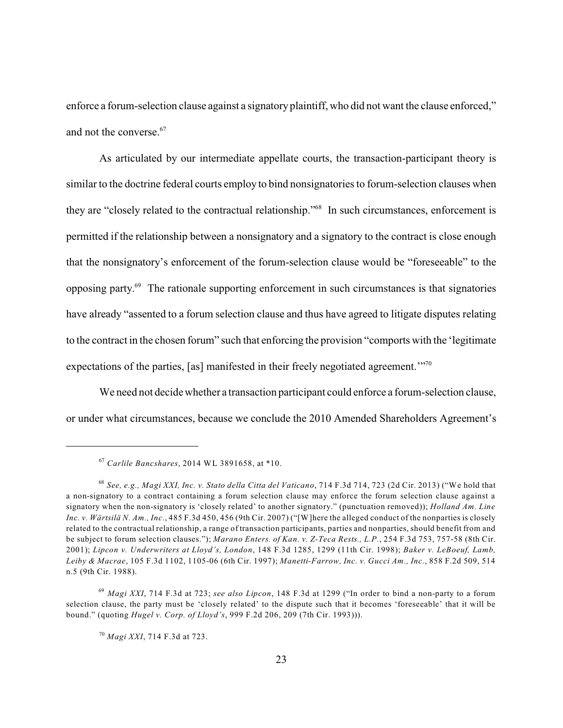enforce a forum-selection clause against a signatory plaintiff, who did not want the clause enforced," and not the converse.[67]

As articulated by our intermediate appellate courts, the transaction-participant theory is similar to the doctrine federal courts employ to bind nonsignatories to forum-selection clauses when they are "closely related to the contractual relationship."[68] In such circumstances, enforcement is permitted if the relationship between a nonsignatory and a signatory to the contract is close enough that the nonsignatory's enforcement of the forum-selection clause would be "foreseeable" to the opposing party.[69] The rationale supporting enforcement in such circumstances is that signatories have already "assented to a forum selection clause and thus have agreed to litigate disputes relating to the contract in the chosen forum" such that enforcing the provision "comports with the 'legitimate expectations of the parties, [as] manifested in their freely negotiated agreement.'"[70]

We need not decide whether a transaction participant could enforce a forum-selection clause, or under what circumstances, because we conclude the 2010 Amended Shareholders Agreement's

---

[67] *Carlile Bancshares*, 2014 WL 3891658, at *10.

[68] *See, e.g., Magi XXI, Inc. v. Stato della Citta del Vaticano*, 714 F.3d 714, 723 (2d Cir. 2013) ("We hold that a non-signatory to a contract containing a forum selection clause may enforce the forum selection clause against a signatory when the non-signatory is 'closely related' to another signatory." (punctuation removed)); *Holland Am. Line Inc. v. Wärtsilä N. Am., Inc.*, 485 F.3d 450, 456 (9th Cir. 2007) ("[W]here the alleged conduct of the nonparties is closely related to the contractual relationship, a range of transaction participants, parties and nonparties, should benefit from and be subject to forum selection clauses."); *Marano Enters. of Kan. v. Z-Teca Rests., L.P.*, 254 F.3d 753, 757-58 (8th Cir. 2001); *Lipcon v. Underwriters at Lloyd's, London*, 148 F.3d 1285, 1299 (11th Cir. 1998); *Baker v. LeBoeuf, Lamb, Leiby & Macrae*, 105 F.3d 1102, 1105-06 (6th Cir. 1997); *Manetti-Farrow, Inc. v. Gucci Am., Inc.*, 858 F.2d 509, 514 n.5 (9th Cir. 1988).

[69] *Magi XXI*, 714 F.3d at 723; *see also Lipcon*, 148 F.3d at 1299 ("In order to bind a non-party to a forum selection clause, the party must be 'closely related' to the dispute such that it becomes 'foreseeable' that it will be bound." (quoting *Hugel v. Corp. of Lloyd's*, 999 F.2d 206, 209 (7th Cir. 1993))).

[70] *Magi XXI*, 714 F.3d at 723.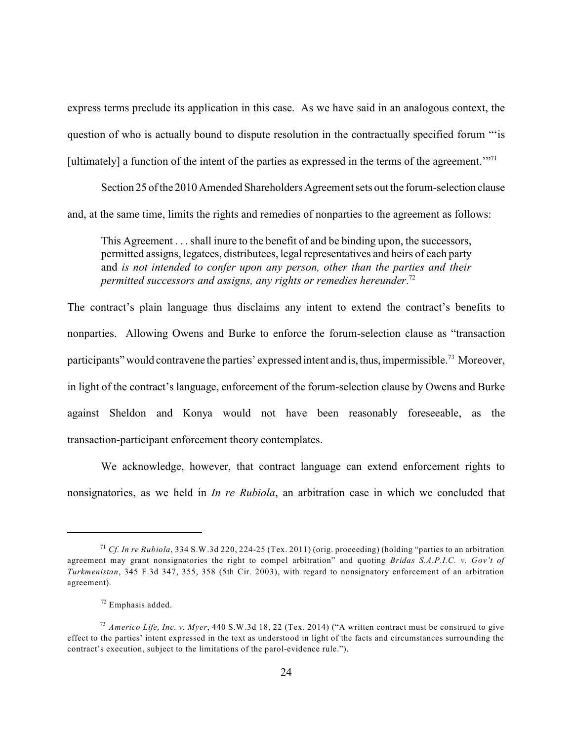express terms preclude its application in this case. As we have said in an analogous context, the question of who is actually bound to dispute resolution in the contractually specified forum "'is [ultimately] a function of the intent of the parties as expressed in the terms of the agreement.'"[71]

Section 25 of the 2010 Amended Shareholders Agreement sets out the forum-selection clause and, at the same time, limits the rights and remedies of nonparties to the agreement as follows:

> This Agreement . . . shall inure to the benefit of and be binding upon, the successors, permitted assigns, legatees, distributees, legal representatives and heirs of each party and *is not intended to confer upon any person, other than the parties and their permitted successors and assigns, any rights or remedies hereunder*.[72]

The contract's plain language thus disclaims any intent to extend the contract's benefits to nonparties. Allowing Owens and Burke to enforce the forum-selection clause as "transaction participants" would contravene the parties' expressed intent and is, thus, impermissible.[73] Moreover, in light of the contract's language, enforcement of the forum-selection clause by Owens and Burke against Sheldon and Konya would not have been reasonably foreseeable, as the transaction-participant enforcement theory contemplates.

We acknowledge, however, that contract language can extend enforcement rights to nonsignatories, as we held in *In re Rubiola*, an arbitration case in which we concluded that

---

[71] *Cf. In re Rubiola*, 334 S.W.3d 220, 224-25 (Tex. 2011) (orig. proceeding) (holding "parties to an arbitration agreement may grant nonsignatories the right to compel arbitration" and quoting *Bridas S.A.P.I.C. v. Gov't of Turkmenistan*, 345 F.3d 347, 355, 358 (5th Cir. 2003), with regard to nonsignatory enforcement of an arbitration agreement).

[72] Emphasis added.

[73] *Americo Life, Inc. v. Myer*, 440 S.W.3d 18, 22 (Tex. 2014) ("A written contract must be construed to give effect to the parties' intent expressed in the text as understood in light of the facts and circumstances surrounding the contract's execution, subject to the limitations of the parol-evidence rule.").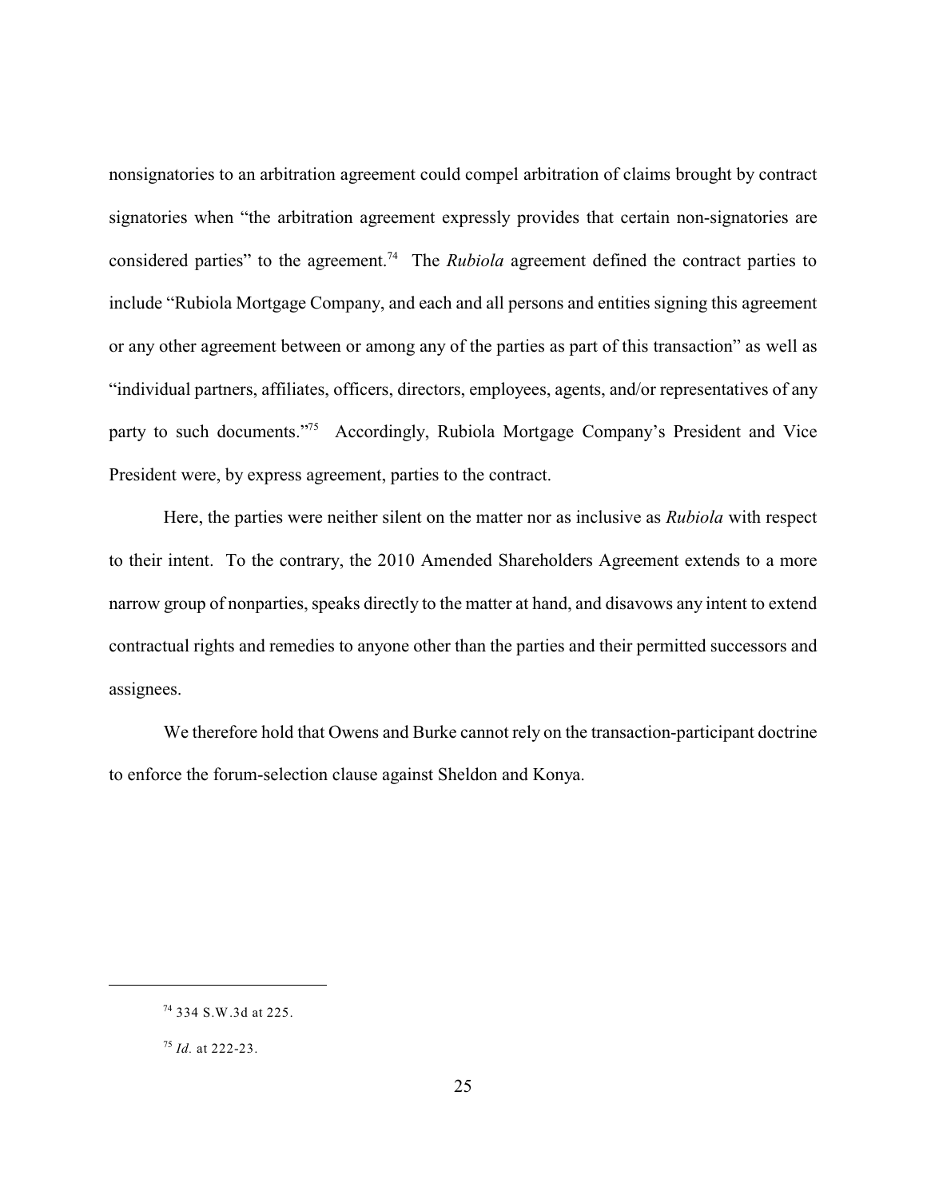nonsignatories to an arbitration agreement could compel arbitration of claims brought by contract signatories when "the arbitration agreement expressly provides that certain non-signatories are considered parties" to the agreement.[74] The *Rubiola* agreement defined the contract parties to include "Rubiola Mortgage Company, and each and all persons and entities signing this agreement or any other agreement between or among any of the parties as part of this transaction" as well as "individual partners, affiliates, officers, directors, employees, agents, and/or representatives of any party to such documents."[75] Accordingly, Rubiola Mortgage Company's President and Vice President were, by express agreement, parties to the contract.

Here, the parties were neither silent on the matter nor as inclusive as *Rubiola* with respect to their intent. To the contrary, the 2010 Amended Shareholders Agreement extends to a more narrow group of nonparties, speaks directly to the matter at hand, and disavows any intent to extend contractual rights and remedies to anyone other than the parties and their permitted successors and assignees.

We therefore hold that Owens and Burke cannot rely on the transaction-participant doctrine to enforce the forum-selection clause against Sheldon and Konya.

---

[74] 334 S.W.3d at 225.

[75] *Id.* at 222-23.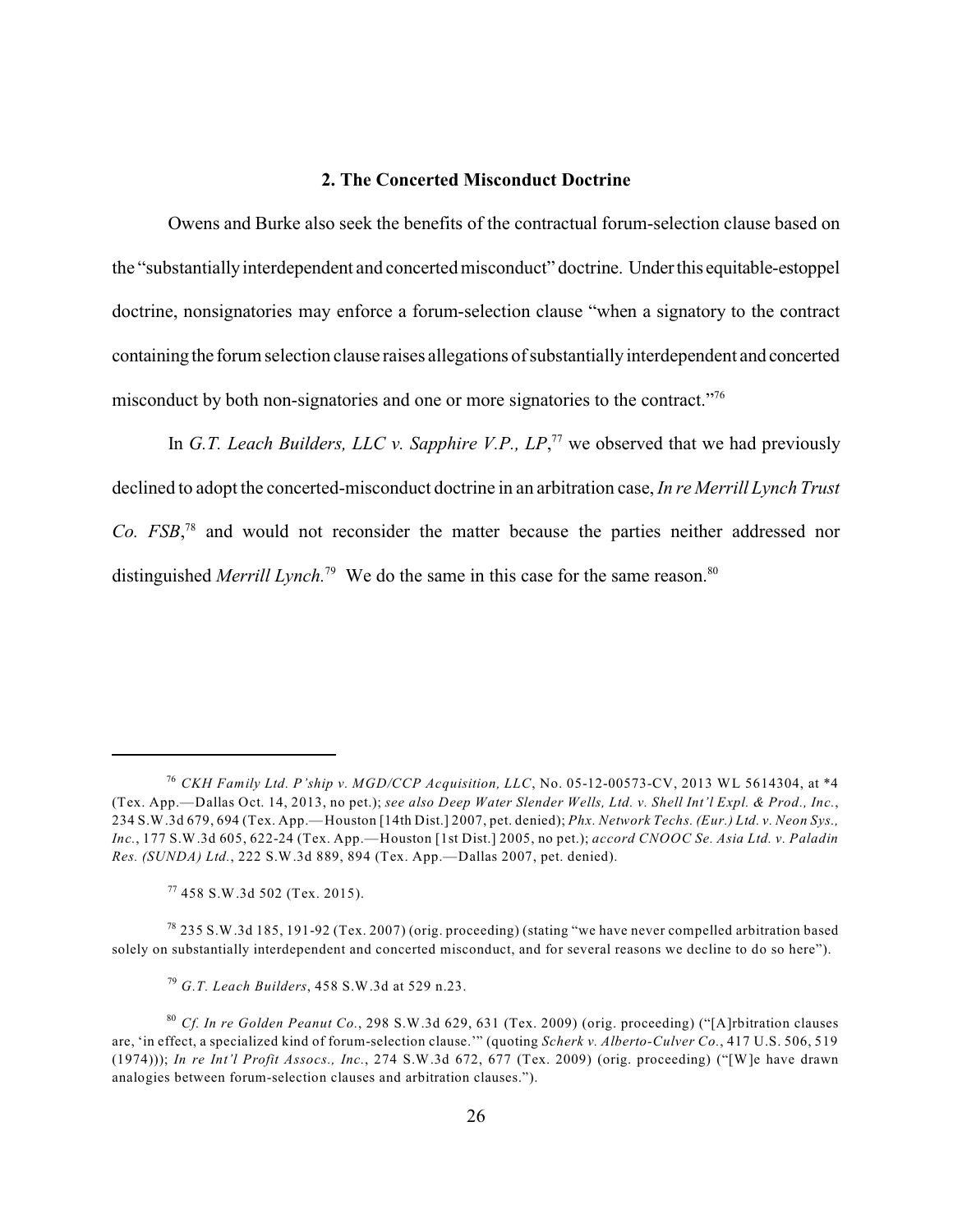### 2. The Concerted Misconduct Doctrine

Owens and Burke also seek the benefits of the contractual forum-selection clause based on the "substantially interdependent and concerted misconduct" doctrine. Under this equitable-estoppel doctrine, nonsignatories may enforce a forum-selection clause "when a signatory to the contract containing the forum selection clause raises allegations of substantially interdependent and concerted misconduct by both non-signatories and one or more signatories to the contract."[76]

In *G.T. Leach Builders, LLC v. Sapphire V.P., LP*,[77] we observed that we had previously declined to adopt the concerted-misconduct doctrine in an arbitration case, *In re Merrill Lynch Trust Co. FSB*,[78] and would not reconsider the matter because the parties neither addressed nor distinguished *Merrill Lynch.*[79] We do the same in this case for the same reason.[80]

---

[76] *CKH Family Ltd. P'ship v. MGD/CCP Acquisition, LLC*, No. 05-12-00573-CV, 2013 WL 5614304, at *4 (Tex. App.—Dallas Oct. 14, 2013, no pet.); *see also Deep Water Slender Wells, Ltd. v. Shell Int'l Expl. & Prod., Inc.*, 234 S.W.3d 679, 694 (Tex. App.—Houston [14th Dist.] 2007, pet. denied); *Phx. Network Techs. (Eur.) Ltd. v. Neon Sys., Inc.*, 177 S.W.3d 605, 622-24 (Tex. App.—Houston [1st Dist.] 2005, no pet.); *accord CNOOC Se. Asia Ltd. v. Paladin Res. (SUNDA) Ltd.*, 222 S.W.3d 889, 894 (Tex. App.—Dallas 2007, pet. denied).

[77] 458 S.W.3d 502 (Tex. 2015).

[78] 235 S.W.3d 185, 191-92 (Tex. 2007) (orig. proceeding) (stating "we have never compelled arbitration based solely on substantially interdependent and concerted misconduct, and for several reasons we decline to do so here").

[79] *G.T. Leach Builders*, 458 S.W.3d at 529 n.23.

[80] *Cf. In re Golden Peanut Co.*, 298 S.W.3d 629, 631 (Tex. 2009) (orig. proceeding) ("[A]rbitration clauses are, 'in effect, a specialized kind of forum-selection clause.'" (quoting *Scherk v. Alberto-Culver Co.*, 417 U.S. 506, 519 (1974))); *In re Int'l Profit Assocs., Inc.*, 274 S.W.3d 672, 677 (Tex. 2009) (orig. proceeding) ("[W]e have drawn analogies between forum-selection clauses and arbitration clauses.").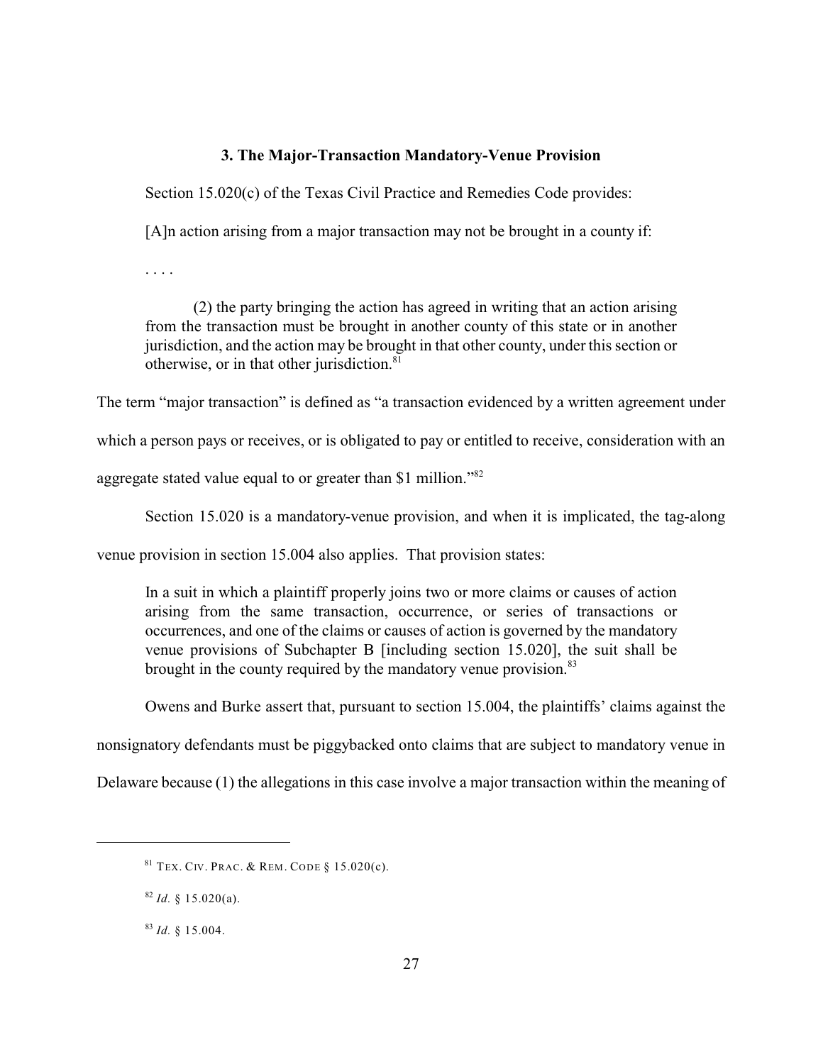### 3. The Major-Transaction Mandatory-Venue Provision

Section 15.020(c) of the Texas Civil Practice and Remedies Code provides:

> [A]n action arising from a major transaction may not be brought in a county if:
>
> . . . .
>
> (2) the party bringing the action has agreed in writing that an action arising from the transaction must be brought in another county of this state or in another jurisdiction, and the action may be brought in that other county, under this section or otherwise, or in that other jurisdiction.[81]

The term "major transaction" is defined as "a transaction evidenced by a written agreement under which a person pays or receives, or is obligated to pay or entitled to receive, consideration with an aggregate stated value equal to or greater than $1 million."[82]

Section 15.020 is a mandatory-venue provision, and when it is implicated, the tag-along venue provision in section 15.004 also applies. That provision states:

> In a suit in which a plaintiff properly joins two or more claims or causes of action arising from the same transaction, occurrence, or series of transactions or occurrences, and one of the claims or causes of action is governed by the mandatory venue provisions of Subchapter B [including section 15.020], the suit shall be brought in the county required by the mandatory venue provision.[83]

Owens and Burke assert that, pursuant to section 15.004, the plaintiffs' claims against the nonsignatory defendants must be piggybacked onto claims that are subject to mandatory venue in Delaware because (1) the allegations in this case involve a major transaction within the meaning of

---

[81] TEX. CIV. PRAC. & REM. CODE § 15.020(c).

[82] *Id.* § 15.020(a).

[83] *Id.* § 15.004.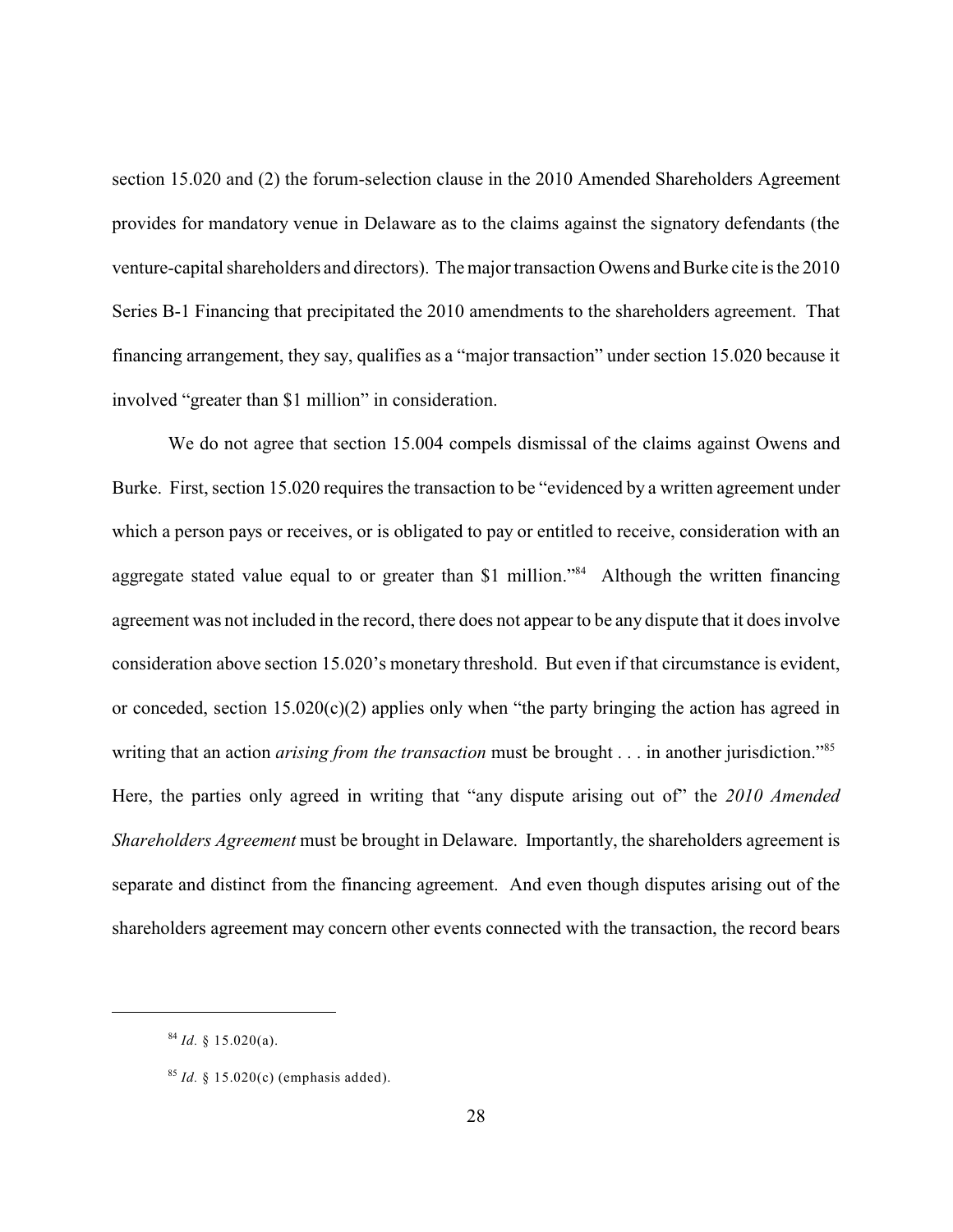section 15.020 and (2) the forum-selection clause in the 2010 Amended Shareholders Agreement provides for mandatory venue in Delaware as to the claims against the signatory defendants (the venture-capital shareholders and directors). The major transaction Owens and Burke cite is the 2010 Series B-1 Financing that precipitated the 2010 amendments to the shareholders agreement. That financing arrangement, they say, qualifies as a "major transaction" under section 15.020 because it involved "greater than $1 million" in consideration.

We do not agree that section 15.004 compels dismissal of the claims against Owens and Burke. First, section 15.020 requires the transaction to be "evidenced by a written agreement under which a person pays or receives, or is obligated to pay or entitled to receive, consideration with an aggregate stated value equal to or greater than $1 million."[84] Although the written financing agreement was not included in the record, there does not appear to be any dispute that it does involve consideration above section 15.020's monetary threshold. But even if that circumstance is evident, or conceded, section 15.020(c)(2) applies only when "the party bringing the action has agreed in writing that an action *arising from the transaction* must be brought . . . in another jurisdiction."[85] Here, the parties only agreed in writing that "any dispute arising out of" the *2010 Amended Shareholders Agreement* must be brought in Delaware. Importantly, the shareholders agreement is separate and distinct from the financing agreement. And even though disputes arising out of the shareholders agreement may concern other events connected with the transaction, the record bears

[84] *Id.* § 15.020(a).

[85] *Id.* § 15.020(c) (emphasis added).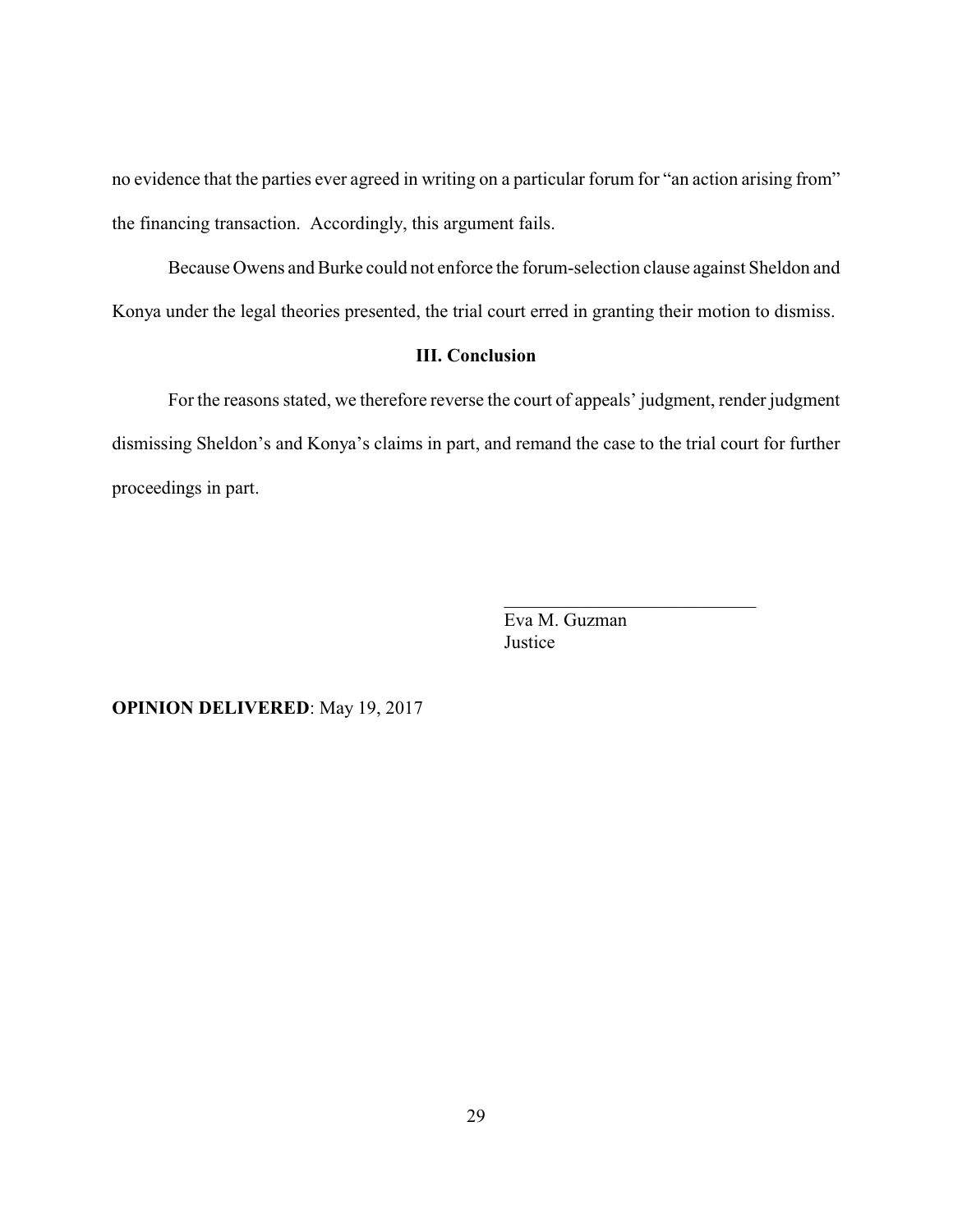no evidence that the parties ever agreed in writing on a particular forum for "an action arising from" the financing transaction. Accordingly, this argument fails.

Because Owens and Burke could not enforce the forum-selection clause against Sheldon and Konya under the legal theories presented, the trial court erred in granting their motion to dismiss.

### III. Conclusion

For the reasons stated, we therefore reverse the court of appeals' judgment, render judgment dismissing Sheldon's and Konya's claims in part, and remand the case to the trial court for further proceedings in part.

___________________________
Eva M. Guzman
Justice

**OPINION DELIVERED**: May 19, 2017